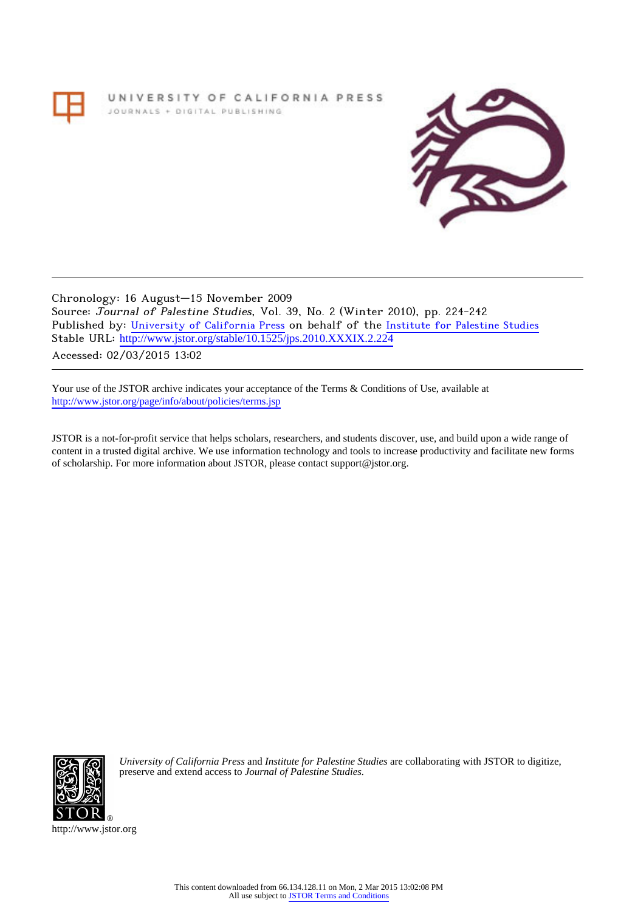UNIVERSITY OF CALIFORNIA PRESS
JOURNALS + DIGITAL PUBLISHING

Chronology: 16 August—15 November 2009
Source: *Journal of Palestine Studies*, Vol. 39, No. 2 (Winter 2010), pp. 224-242
Published by: University of California Press on behalf of the Institute for Palestine Studies
Stable URL: http://www.jstor.org/stable/10.1525/jps.2010.XXXIX.2.224
Accessed: 02/03/2015 13:02

Your use of the JSTOR archive indicates your acceptance of the Terms & Conditions of Use, available at
http://www.jstor.org/page/info/about/policies/terms.jsp

JSTOR is a not-for-profit service that helps scholars, researchers, and students discover, use, and build upon a wide range of content in a trusted digital archive. We use information technology and tools to increase productivity and facilitate new forms of scholarship. For more information about JSTOR, please contact support@jstor.org.

*University of California Press* and *Institute for Palestine Studies* are collaborating with JSTOR to digitize, preserve and extend access to *Journal of Palestine Studies.*

http://www.jstor.org

This content downloaded from 66.134.128.11 on Mon, 2 Mar 2015 13:02:08 PM
All use subject to JSTOR Terms and Conditions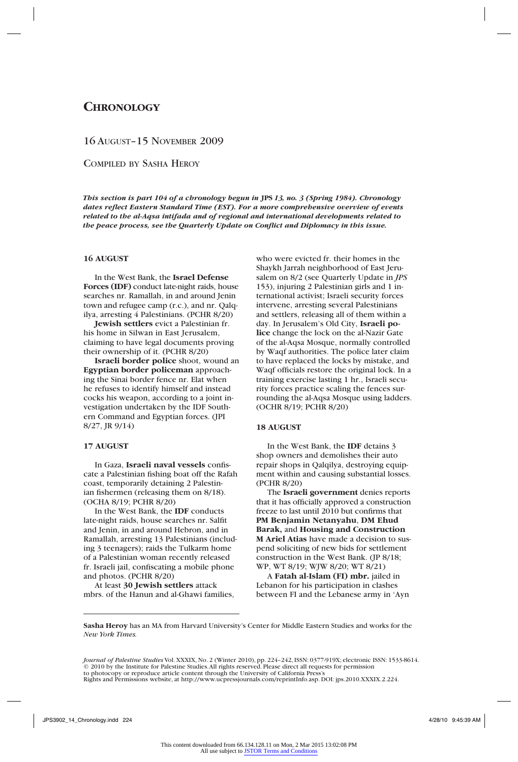# Chronology

16 August–15 November 2009

Compiled by Sasha Heroy

***This section is part 104 of a chronology begun in JPS 13, no. 3 (Spring 1984). Chronology dates reflect Eastern Standard Time (EST). For a more comprehensive overview of events related to the al-Aqsa intifada and of regional and international developments related to the peace process, see the Quarterly Update on Conflict and Diplomacy in this issue.***

### 16 AUGUST

In the West Bank, the **Israel Defense Forces (IDF)** conduct late-night raids, house searches nr. Ramallah, in and around Jenin town and refugee camp (r.c.), and nr. Qalqilya, arresting 4 Palestinians. (PCHR 8/20)

**Jewish settlers** evict a Palestinian fr. his home in Silwan in East Jerusalem, claiming to have legal documents proving their ownership of it. (PCHR 8/20)

**Israeli border police** shoot, wound an **Egyptian border policeman** approaching the Sinai border fence nr. Elat when he refuses to identify himself and instead cocks his weapon, according to a joint investigation undertaken by the IDF Southern Command and Egyptian forces. (JPI 8/27, JR 9/14)

### 17 AUGUST

In Gaza, **Israeli naval vessels** confiscate a Palestinian fishing boat off the Rafah coast, temporarily detaining 2 Palestinian fishermen (releasing them on 8/18). (OCHA 8/19; PCHR 8/20)

In the West Bank, the **IDF** conducts late-night raids, house searches nr. Salfit and Jenin, in and around Hebron, and in Ramallah, arresting 13 Palestinians (including 3 teenagers); raids the Tulkarm home of a Palestinian woman recently released fr. Israeli jail, confiscating a mobile phone and photos. (PCHR 8/20)

At least **30 Jewish settlers** attack mbrs. of the Hanun and al-Ghawi families, who were evicted fr. their homes in the Shaykh Jarrah neighborhood of East Jerusalem on 8/2 (see Quarterly Update in *JPS* 153), injuring 2 Palestinian girls and 1 international activist; Israeli security forces intervene, arresting several Palestinians and settlers, releasing all of them within a day. In Jerusalem's Old City, **Israeli police** change the lock on the al-Nazir Gate of the al-Aqsa Mosque, normally controlled by Waqf authorities. The police later claim to have replaced the locks by mistake, and Waqf officials restore the original lock. In a training exercise lasting 1 hr., Israeli security forces practice scaling the fences surrounding the al-Aqsa Mosque using ladders. (OCHR 8/19; PCHR 8/20)

### 18 AUGUST

In the West Bank, the **IDF** detains 3 shop owners and demolishes their auto repair shops in Qalqilya, destroying equipment within and causing substantial losses. (PCHR 8/20)

The **Israeli government** denies reports that it has officially approved a construction freeze to last until 2010 but confirms that **PM Benjamin Netanyahu**, **DM Ehud Barak,** and **Housing and Construction M Ariel Atias** have made a decision to suspend soliciting of new bids for settlement construction in the West Bank. (JP 8/18; WP, WT 8/19; WJW 8/20; WT 8/21)

A **Fatah al-Islam (FI) mbr.** jailed in Lebanon for his participation in clashes between FI and the Lebanese army in 'Ayn

---

**Sasha Heroy** has an MA from Harvard University's Center for Middle Eastern Studies and works for the *New York Times*.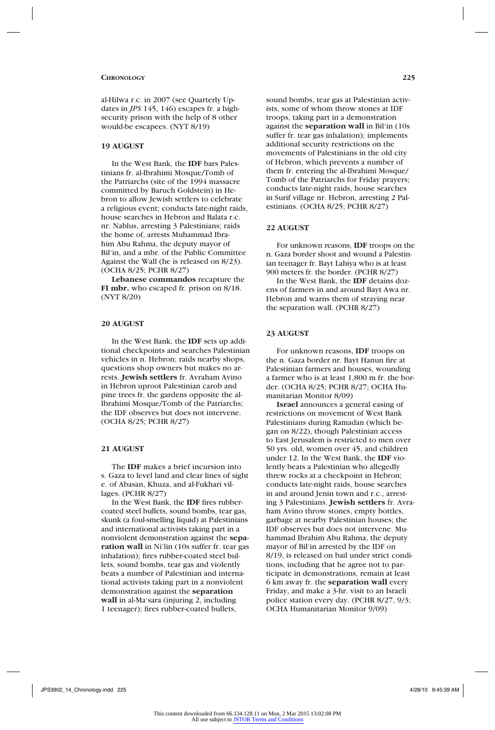al-Hilwa r.c. in 2007 (see Quarterly Updates in *JPS* 145, 146) escapes fr. a high-security prison with the help of 8 other would-be escapees. (NYT 8/19)

### 19 AUGUST

In the West Bank, the **IDF** bars Palestinians fr. al-Ibrahimi Mosque/Tomb of the Patriarchs (site of the 1994 massacre committed by Baruch Goldstein) in Hebron to allow Jewish settlers to celebrate a religious event; conducts late-night raids, house searches in Hebron and Balata r.c. nr. Nablus, arresting 3 Palestinians; raids the home of, arrests Muhammad Ibrahim Abu Rahma, the deputy mayor of Bil'in, and a mbr. of the Public Committee Against the Wall (he is released on 8/23). (OCHA 8/25; PCHR 8/27)

**Lebanese commandos** recapture the **FI mbr.** who escaped fr. prison on 8/18. (NYT 8/20)

### 20 AUGUST

In the West Bank, the **IDF** sets up additional checkpoints and searches Palestinian vehicles in n. Hebron; raids nearby shops, questions shop owners but makes no arrests. **Jewish settlers** fr. Avraham Avino in Hebron uproot Palestinian carob and pine trees fr. the gardens opposite the al-Ibrahimi Mosque/Tomb of the Patriarchs; the IDF observes but does not intervene. (OCHA 8/25; PCHR 8/27)

### 21 AUGUST

The **IDF** makes a brief incursion into s. Gaza to level land and clear lines of sight e. of Abasan, Khuza, and al-Fukhari villages. (PCHR 8/27)

In the West Bank, the **IDF** fires rubber-coated steel bullets, sound bombs, tear gas, skunk (a foul-smelling liquid) at Palestinians and international activists taking part in a nonviolent demonstration against the **separation wall** in Ni'lin (10s suffer fr. tear gas inhalation); fires rubber-coated steel bullets, sound bombs, tear gas and violently beats a number of Palestinian and international activists taking part in a nonviolent demonstration against the **separation wall** in al-Ma'sara (injuring 2, including 1 teenager); fires rubber-coated bullets, sound bombs, tear gas at Palestinian activists, some of whom throw stones at IDF troops, taking part in a demonstration against the **separation wall** in Bil'in (10s suffer fr. tear gas inhalation); implements additional security restrictions on the movements of Palestinians in the old city of Hebron, which prevents a number of them fr. entering the al-Ibrahimi Mosque/Tomb of the Patriarchs for Friday prayers; conducts late-night raids, house searches in Surif village nr. Hebron, arresting 2 Palestinians. (OCHA 8/25; PCHR 8/27)

### 22 AUGUST

For unknown reasons, **IDF** troops on the n. Gaza border shoot and wound a Palestinian teenager fr. Bayt Lahiya who is at least 900 meters fr. the border. (PCHR 8/27)

In the West Bank, the **IDF** detains dozens of farmers in and around Bayt Awa nr. Hebron and warns them of straying near the separation wall. (PCHR 8/27)

### 23 AUGUST

For unknown reasons, **IDF** troops on the n. Gaza border nr. Bayt Hanun fire at Palestinian farmers and houses, wounding a farmer who is at least 1,800 m fr. the border. (OCHA 8/25; PCHR 8/27; OCHA Humanitarian Monitor 8/09)

**Israel** announces a general easing of restrictions on movement of West Bank Palestinians during Ramadan (which began on 8/22), though Palestinian access to East Jerusalem is restricted to men over 50 yrs. old, women over 45, and children under 12. In the West Bank, the **IDF** violently beats a Palestinian who allegedly threw rocks at a checkpoint in Hebron; conducts late-night raids, house searches in and around Jenin town and r.c., arresting 3 Palestinians. **Jewish settlers** fr. Avraham Avino throw stones, empty bottles, garbage at nearby Palestinian houses; the IDF observes but does not intervene. Muhammad Ibrahim Abu Rahma, the deputy mayor of Bil'in arrested by the IDF on 8/19, is released on bail under strict conditions, including that he agree not to participate in demonstrations, remain at least 6 km away fr. the **separation wall** every Friday, and make a 3-hr. visit to an Israeli police station every day. (PCHR 8/27, 9/3; OCHA Humanitarian Monitor 9/09)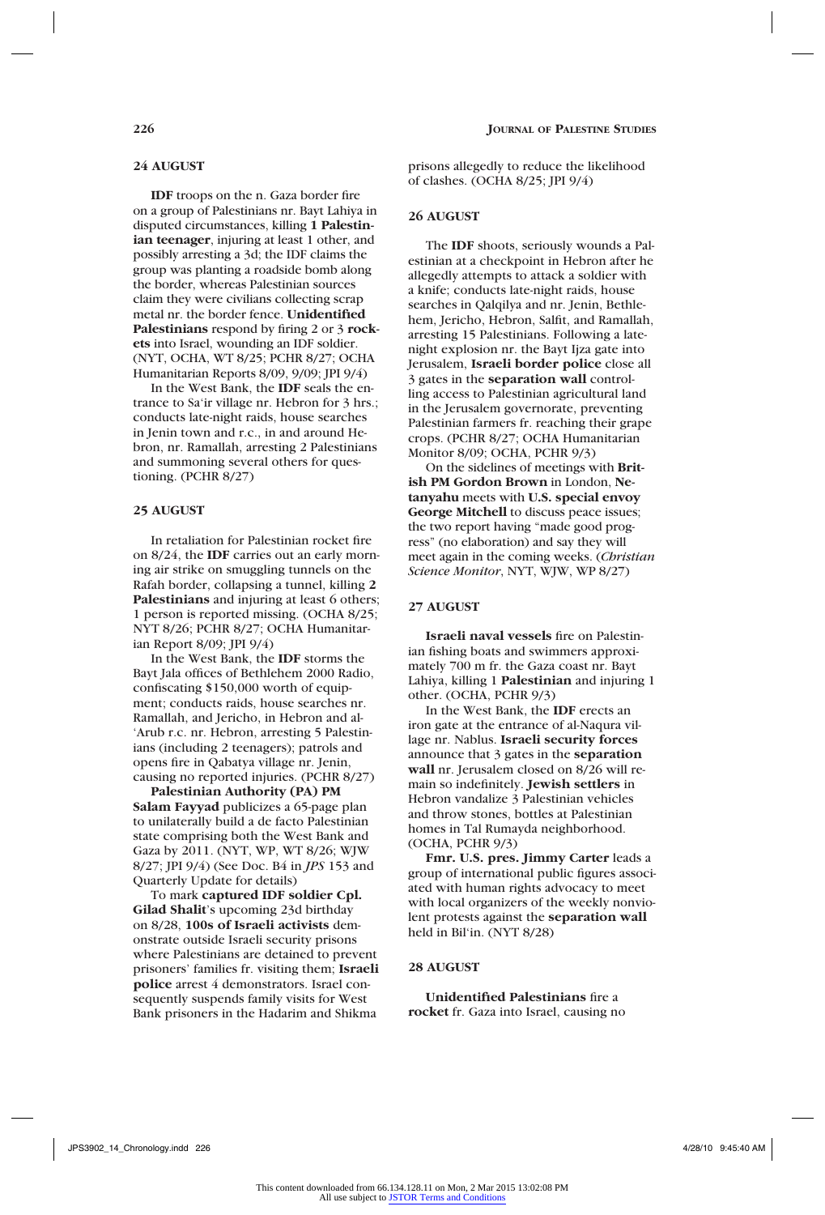## 24 AUGUST

**IDF** troops on the n. Gaza border fire on a group of Palestinians nr. Bayt Lahiya in disputed circumstances, killing **1 Palestinian teenager**, injuring at least 1 other, and possibly arresting a 3d; the IDF claims the group was planting a roadside bomb along the border, whereas Palestinian sources claim they were civilians collecting scrap metal nr. the border fence. **Unidentified Palestinians** respond by firing 2 or 3 **rockets** into Israel, wounding an IDF soldier. (NYT, OCHA, WT 8/25; PCHR 8/27; OCHA Humanitarian Reports 8/09, 9/09; JPI 9/4)

In the West Bank, the **IDF** seals the entrance to Sa'ir village nr. Hebron for 3 hrs.; conducts late-night raids, house searches in Jenin town and r.c., in and around Hebron, nr. Ramallah, arresting 2 Palestinians and summoning several others for questioning. (PCHR 8/27)

## 25 AUGUST

In retaliation for Palestinian rocket fire on 8/24, the **IDF** carries out an early morning air strike on smuggling tunnels on the Rafah border, collapsing a tunnel, killing **2 Palestinians** and injuring at least 6 others; 1 person is reported missing. (OCHA 8/25; NYT 8/26; PCHR 8/27; OCHA Humanitarian Report 8/09; JPI 9/4)

In the West Bank, the **IDF** storms the Bayt Jala offices of Bethlehem 2000 Radio, confiscating $150,000 worth of equipment; conducts raids, house searches nr. Ramallah, and Jericho, in Hebron and al-'Arub r.c. nr. Hebron, arresting 5 Palestinians (including 2 teenagers); patrols and opens fire in Qabatya village nr. Jenin, causing no reported injuries. (PCHR 8/27)

**Palestinian Authority (PA) PM Salam Fayyad** publicizes a 65-page plan to unilaterally build a de facto Palestinian state comprising both the West Bank and Gaza by 2011. (NYT, WP, WT 8/26; WJW 8/27; JPI 9/4) (See Doc. B4 in *JPS* 153 and Quarterly Update for details)

To mark **captured IDF soldier Cpl. Gilad Shalit**'s upcoming 23d birthday on 8/28, **100s of Israeli activists** demonstrate outside Israeli security prisons where Palestinians are detained to prevent prisoners' families fr. visiting them; **Israeli police** arrest 4 demonstrators. Israel consequently suspends family visits for West Bank prisoners in the Hadarim and Shikma prisons allegedly to reduce the likelihood of clashes. (OCHA 8/25; JPI 9/4)

## 26 AUGUST

The **IDF** shoots, seriously wounds a Palestinian at a checkpoint in Hebron after he allegedly attempts to attack a soldier with a knife; conducts late-night raids, house searches in Qalqilya and nr. Jenin, Bethlehem, Jericho, Hebron, Salfit, and Ramallah, arresting 15 Palestinians. Following a late-night explosion nr. the Bayt Ijza gate into Jerusalem, **Israeli border police** close all 3 gates in the **separation wall** controlling access to Palestinian agricultural land in the Jerusalem governorate, preventing Palestinian farmers fr. reaching their grape crops. (PCHR 8/27; OCHA Humanitarian Monitor 8/09; OCHA, PCHR 9/3)

On the sidelines of meetings with **British PM Gordon Brown** in London, **Netanyahu** meets with **U.S. special envoy George Mitchell** to discuss peace issues; the two report having "made good progress" (no elaboration) and say they will meet again in the coming weeks. (*Christian Science Monitor*, NYT, WJW, WP 8/27)

## 27 AUGUST

**Israeli naval vessels** fire on Palestinian fishing boats and swimmers approximately 700 m fr. the Gaza coast nr. Bayt Lahiya, killing 1 **Palestinian** and injuring 1 other. (OCHA, PCHR 9/3)

In the West Bank, the **IDF** erects an iron gate at the entrance of al-Naqura village nr. Nablus. **Israeli security forces** announce that 3 gates in the **separation wall** nr. Jerusalem closed on 8/26 will remain so indefinitely. **Jewish settlers** in Hebron vandalize 3 Palestinian vehicles and throw stones, bottles at Palestinian homes in Tal Rumayda neighborhood. (OCHA, PCHR 9/3)

**Fmr. U.S. pres. Jimmy Carter** leads a group of international public figures associated with human rights advocacy to meet with local organizers of the weekly nonviolent protests against the **separation wall** held in Bil'in. (NYT 8/28)

## 28 AUGUST

**Unidentified Palestinians** fire a **rocket** fr. Gaza into Israel, causing no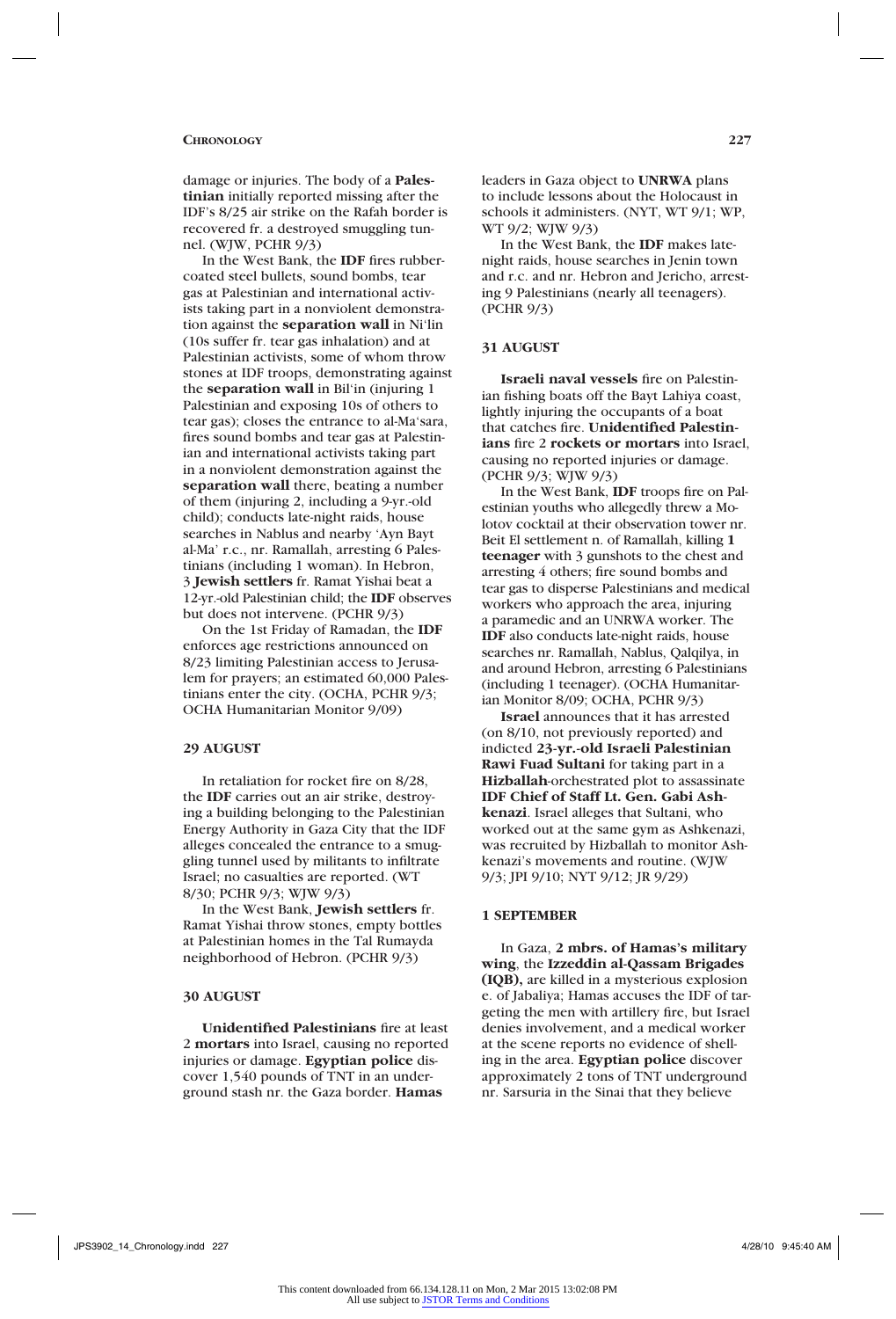damage or injuries. The body of a **Palestinian** initially reported missing after the IDF's 8/25 air strike on the Rafah border is recovered fr. a destroyed smuggling tunnel. (WJW, PCHR 9/3)

In the West Bank, the **IDF** fires rubber-coated steel bullets, sound bombs, tear gas at Palestinian and international activists taking part in a nonviolent demonstration against the **separation wall** in Ni'lin (10s suffer fr. tear gas inhalation) and at Palestinian activists, some of whom throw stones at IDF troops, demonstrating against the **separation wall** in Bil'in (injuring 1 Palestinian and exposing 10s of others to tear gas); closes the entrance to al-Ma'sara, fires sound bombs and tear gas at Palestinian and international activists taking part in a nonviolent demonstration against the **separation wall** there, beating a number of them (injuring 2, including a 9-yr.-old child); conducts late-night raids, house searches in Nablus and nearby 'Ayn Bayt al-Ma' r.c., nr. Ramallah, arresting 6 Palestinians (including 1 woman). In Hebron, 3 **Jewish settlers** fr. Ramat Yishai beat a 12-yr.-old Palestinian child; the **IDF** observes but does not intervene. (PCHR 9/3)

On the 1st Friday of Ramadan, the **IDF** enforces age restrictions announced on 8/23 limiting Palestinian access to Jerusalem for prayers; an estimated 60,000 Palestinians enter the city. (OCHA, PCHR 9/3; OCHA Humanitarian Monitor 9/09)

### 29 AUGUST

In retaliation for rocket fire on 8/28, the **IDF** carries out an air strike, destroying a building belonging to the Palestinian Energy Authority in Gaza City that the IDF alleges concealed the entrance to a smuggling tunnel used by militants to infiltrate Israel; no casualties are reported. (WT 8/30; PCHR 9/3; WJW 9/3)

In the West Bank, **Jewish settlers** fr. Ramat Yishai throw stones, empty bottles at Palestinian homes in the Tal Rumayda neighborhood of Hebron. (PCHR 9/3)

### 30 AUGUST

**Unidentified Palestinians** fire at least 2 **mortars** into Israel, causing no reported injuries or damage. **Egyptian police** discover 1,540 pounds of TNT in an underground stash nr. the Gaza border. **Hamas** leaders in Gaza object to **UNRWA** plans to include lessons about the Holocaust in schools it administers. (NYT, WT 9/1; WP, WT 9/2; WJW 9/3)

In the West Bank, the **IDF** makes late-night raids, house searches in Jenin town and r.c. and nr. Hebron and Jericho, arresting 9 Palestinians (nearly all teenagers). (PCHR 9/3)

### 31 AUGUST

**Israeli naval vessels** fire on Palestinian fishing boats off the Bayt Lahiya coast, lightly injuring the occupants of a boat that catches fire. **Unidentified Palestinians** fire 2 **rockets or mortars** into Israel, causing no reported injuries or damage. (PCHR 9/3; WJW 9/3)

In the West Bank, **IDF** troops fire on Palestinian youths who allegedly threw a Molotov cocktail at their observation tower nr. Beit El settlement n. of Ramallah, killing **1 teenager** with 3 gunshots to the chest and arresting 4 others; fire sound bombs and tear gas to disperse Palestinians and medical workers who approach the area, injuring a paramedic and an UNRWA worker. The **IDF** also conducts late-night raids, house searches nr. Ramallah, Nablus, Qalqilya, in and around Hebron, arresting 6 Palestinians (including 1 teenager). (OCHA Humanitarian Monitor 8/09; OCHA, PCHR 9/3)

**Israel** announces that it has arrested (on 8/10, not previously reported) and indicted **23-yr.-old Israeli Palestinian Rawi Fuad Sultani** for taking part in a **Hizballah**-orchestrated plot to assassinate **IDF Chief of Staff Lt. Gen. Gabi Ashkenazi**. Israel alleges that Sultani, who worked out at the same gym as Ashkenazi, was recruited by Hizballah to monitor Ashkenazi's movements and routine. (WJW 9/3; JPI 9/10; NYT 9/12; JR 9/29)

### 1 SEPTEMBER

In Gaza, **2 mbrs. of Hamas's military wing**, the **Izzeddin al-Qassam Brigades (IQB),** are killed in a mysterious explosion e. of Jabaliya; Hamas accuses the IDF of targeting the men with artillery fire, but Israel denies involvement, and a medical worker at the scene reports no evidence of shelling in the area. **Egyptian police** discover approximately 2 tons of TNT underground nr. Sarsuria in the Sinai that they believe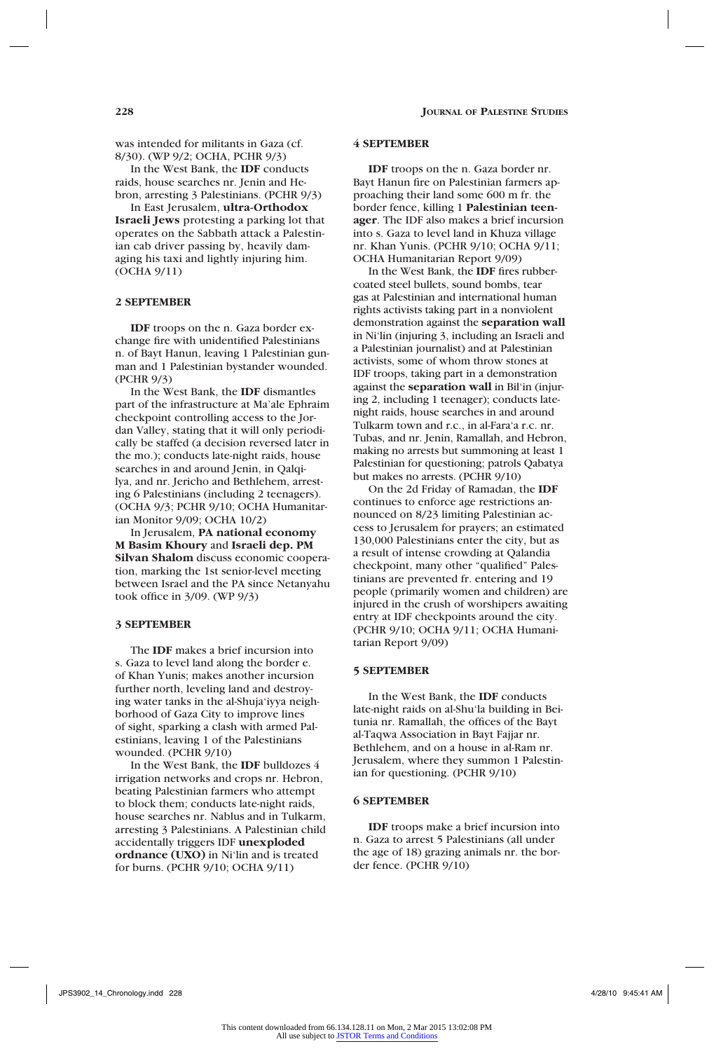was intended for militants in Gaza (cf. 8/30). (WP 9/2; OCHA, PCHR 9/3)

In the West Bank, the **IDF** conducts raids, house searches nr. Jenin and Hebron, arresting 3 Palestinians. (PCHR 9/3)

In East Jerusalem, **ultra-Orthodox Israeli Jews** protesting a parking lot that operates on the Sabbath attack a Palestinian cab driver passing by, heavily damaging his taxi and lightly injuring him. (OCHA 9/11)

### 2 SEPTEMBER

**IDF** troops on the n. Gaza border exchange fire with unidentified Palestinians n. of Bayt Hanun, leaving 1 Palestinian gunman and 1 Palestinian bystander wounded. (PCHR 9/3)

In the West Bank, the **IDF** dismantles part of the infrastructure at Ma'ale Ephraim checkpoint controlling access to the Jordan Valley, stating that it will only periodically be staffed (a decision reversed later in the mo.); conducts late-night raids, house searches in and around Jenin, in Qalqilya, and nr. Jericho and Bethlehem, arresting 6 Palestinians (including 2 teenagers). (OCHA 9/3; PCHR 9/10; OCHA Humanitarian Monitor 9/09; OCHA 10/2)

In Jerusalem, **PA national economy M Basim Khoury** and **Israeli dep. PM Silvan Shalom** discuss economic cooperation, marking the 1st senior-level meeting between Israel and the PA since Netanyahu took office in 3/09. (WP 9/3)

### 3 SEPTEMBER

The **IDF** makes a brief incursion into s. Gaza to level land along the border e. of Khan Yunis; makes another incursion further north, leveling land and destroying water tanks in the al-Shuja'iyya neighborhood of Gaza City to improve lines of sight, sparking a clash with armed Palestinians, leaving 1 of the Palestinians wounded. (PCHR 9/10)

In the West Bank, the **IDF** bulldozes 4 irrigation networks and crops nr. Hebron, beating Palestinian farmers who attempt to block them; conducts late-night raids, house searches nr. Nablus and in Tulkarm, arresting 3 Palestinians. A Palestinian child accidentally triggers IDF **unexploded ordnance (UXO)** in Ni'lin and is treated for burns. (PCHR 9/10; OCHA 9/11)

### 4 SEPTEMBER

**IDF** troops on the n. Gaza border nr. Bayt Hanun fire on Palestinian farmers approaching their land some 600 m fr. the border fence, killing 1 **Palestinian teenager**. The IDF also makes a brief incursion into s. Gaza to level land in Khuza village nr. Khan Yunis. (PCHR 9/10; OCHA 9/11; OCHA Humanitarian Report 9/09)

In the West Bank, the **IDF** fires rubber-coated steel bullets, sound bombs, tear gas at Palestinian and international human rights activists taking part in a nonviolent demonstration against the **separation wall** in Ni'lin (injuring 3, including an Israeli and a Palestinian journalist) and at Palestinian activists, some of whom throw stones at IDF troops, taking part in a demonstration against the **separation wall** in Bil'in (injuring 2, including 1 teenager); conducts late-night raids, house searches in and around Tulkarm town and r.c., in al-Fara'a r.c. nr. Tubas, and nr. Jenin, Ramallah, and Hebron, making no arrests but summoning at least 1 Palestinian for questioning; patrols Qabatya but makes no arrests. (PCHR 9/10)

On the 2d Friday of Ramadan, the **IDF** continues to enforce age restrictions announced on 8/23 limiting Palestinian access to Jerusalem for prayers; an estimated 130,000 Palestinians enter the city, but as a result of intense crowding at Qalandia checkpoint, many other "qualified" Palestinians are prevented fr. entering and 19 people (primarily women and children) are injured in the crush of worshipers awaiting entry at IDF checkpoints around the city. (PCHR 9/10; OCHA 9/11; OCHA Humanitarian Report 9/09)

### 5 SEPTEMBER

In the West Bank, the **IDF** conducts late-night raids on al-Shu'la building in Beitunia nr. Ramallah, the offices of the Bayt al-Taqwa Association in Bayt Fajjar nr. Bethlehem, and on a house in al-Ram nr. Jerusalem, where they summon 1 Palestinian for questioning. (PCHR 9/10)

### 6 SEPTEMBER

**IDF** troops make a brief incursion into n. Gaza to arrest 5 Palestinians (all under the age of 18) grazing animals nr. the border fence. (PCHR 9/10)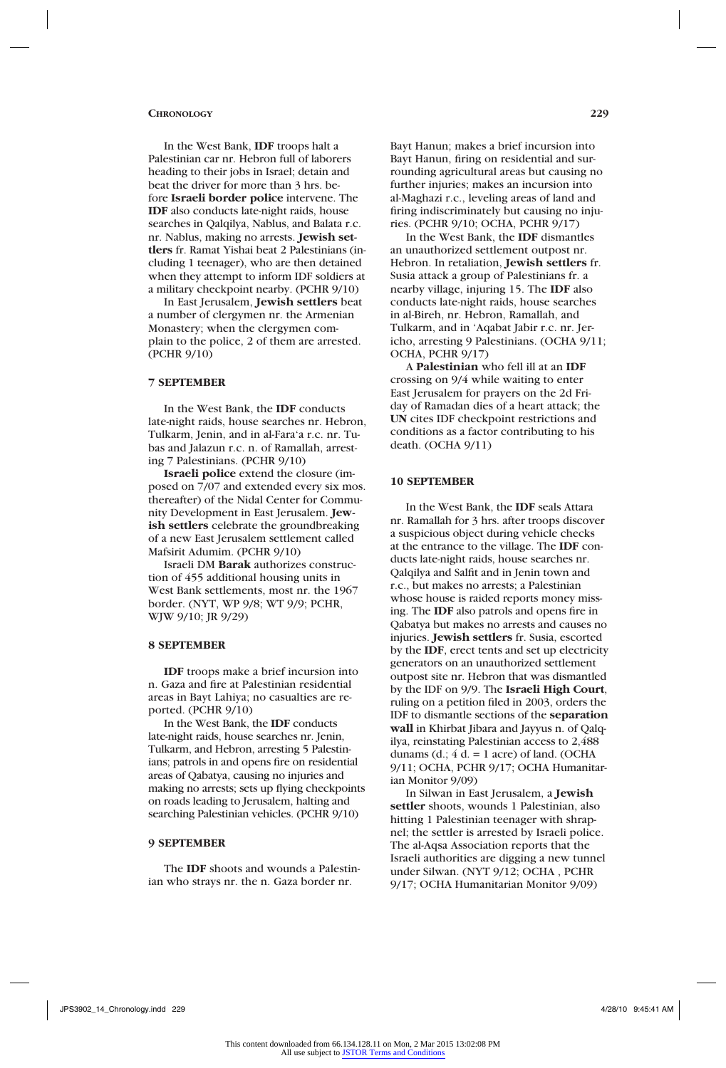In the West Bank, **IDF** troops halt a Palestinian car nr. Hebron full of laborers heading to their jobs in Israel; detain and beat the driver for more than 3 hrs. before **Israeli border police** intervene. The **IDF** also conducts late-night raids, house searches in Qalqilya, Nablus, and Balata r.c. nr. Nablus, making no arrests. **Jewish settlers** fr. Ramat Yishai beat 2 Palestinians (including 1 teenager), who are then detained when they attempt to inform IDF soldiers at a military checkpoint nearby. (PCHR 9/10)

In East Jerusalem, **Jewish settlers** beat a number of clergymen nr. the Armenian Monastery; when the clergymen complain to the police, 2 of them are arrested. (PCHR 9/10)

### 7 SEPTEMBER

In the West Bank, the **IDF** conducts late-night raids, house searches nr. Hebron, Tulkarm, Jenin, and in al-Fara'a r.c. nr. Tubas and Jalazun r.c. n. of Ramallah, arresting 7 Palestinians. (PCHR 9/10)

**Israeli police** extend the closure (imposed on 7/07 and extended every six mos. thereafter) of the Nidal Center for Community Development in East Jerusalem. **Jewish settlers** celebrate the groundbreaking of a new East Jerusalem settlement called Mafsirit Adumim. (PCHR 9/10)

Israeli DM **Barak** authorizes construction of 455 additional housing units in West Bank settlements, most nr. the 1967 border. (NYT, WP 9/8; WT 9/9; PCHR, WJW 9/10; JR 9/29)

### 8 SEPTEMBER

**IDF** troops make a brief incursion into n. Gaza and fire at Palestinian residential areas in Bayt Lahiya; no casualties are reported. (PCHR 9/10)

In the West Bank, the **IDF** conducts late-night raids, house searches nr. Jenin, Tulkarm, and Hebron, arresting 5 Palestinians; patrols in and opens fire on residential areas of Qabatya, causing no injuries and making no arrests; sets up flying checkpoints on roads leading to Jerusalem, halting and searching Palestinian vehicles. (PCHR 9/10)

### 9 SEPTEMBER

The **IDF** shoots and wounds a Palestinian who strays nr. the n. Gaza border nr. Bayt Hanun; makes a brief incursion into Bayt Hanun, firing on residential and surrounding agricultural areas but causing no further injuries; makes an incursion into al-Maghazi r.c., leveling areas of land and firing indiscriminately but causing no injuries. (PCHR 9/10; OCHA, PCHR 9/17)

In the West Bank, the **IDF** dismantles an unauthorized settlement outpost nr. Hebron. In retaliation, **Jewish settlers** fr. Susia attack a group of Palestinians fr. a nearby village, injuring 15. The **IDF** also conducts late-night raids, house searches in al-Bireh, nr. Hebron, Ramallah, and Tulkarm, and in 'Aqabat Jabir r.c. nr. Jericho, arresting 9 Palestinians. (OCHA 9/11; OCHA, PCHR 9/17)

A **Palestinian** who fell ill at an **IDF** crossing on 9/4 while waiting to enter East Jerusalem for prayers on the 2d Friday of Ramadan dies of a heart attack; the **UN** cites IDF checkpoint restrictions and conditions as a factor contributing to his death. (OCHA 9/11)

### 10 SEPTEMBER

In the West Bank, the **IDF** seals Attara nr. Ramallah for 3 hrs. after troops discover a suspicious object during vehicle checks at the entrance to the village. The **IDF** conducts late-night raids, house searches nr. Qalqilya and Salfit and in Jenin town and r.c., but makes no arrests; a Palestinian whose house is raided reports money missing. The **IDF** also patrols and opens fire in Qabatya but makes no arrests and causes no injuries. **Jewish settlers** fr. Susia, escorted by the **IDF**, erect tents and set up electricity generators on an unauthorized settlement outpost site nr. Hebron that was dismantled by the IDF on 9/9. The **Israeli High Court**, ruling on a petition filed in 2003, orders the IDF to dismantle sections of the **separation wall** in Khirbat Jibara and Jayyus n. of Qalqilya, reinstating Palestinian access to 2,488 dunams (d.; 4 d. = 1 acre) of land. (OCHA 9/11; OCHA, PCHR 9/17; OCHA Humanitarian Monitor 9/09)

In Silwan in East Jerusalem, a **Jewish settler** shoots, wounds 1 Palestinian, also hitting 1 Palestinian teenager with shrapnel; the settler is arrested by Israeli police. The al-Aqsa Association reports that the Israeli authorities are digging a new tunnel under Silwan. (NYT 9/12; OCHA , PCHR 9/17; OCHA Humanitarian Monitor 9/09)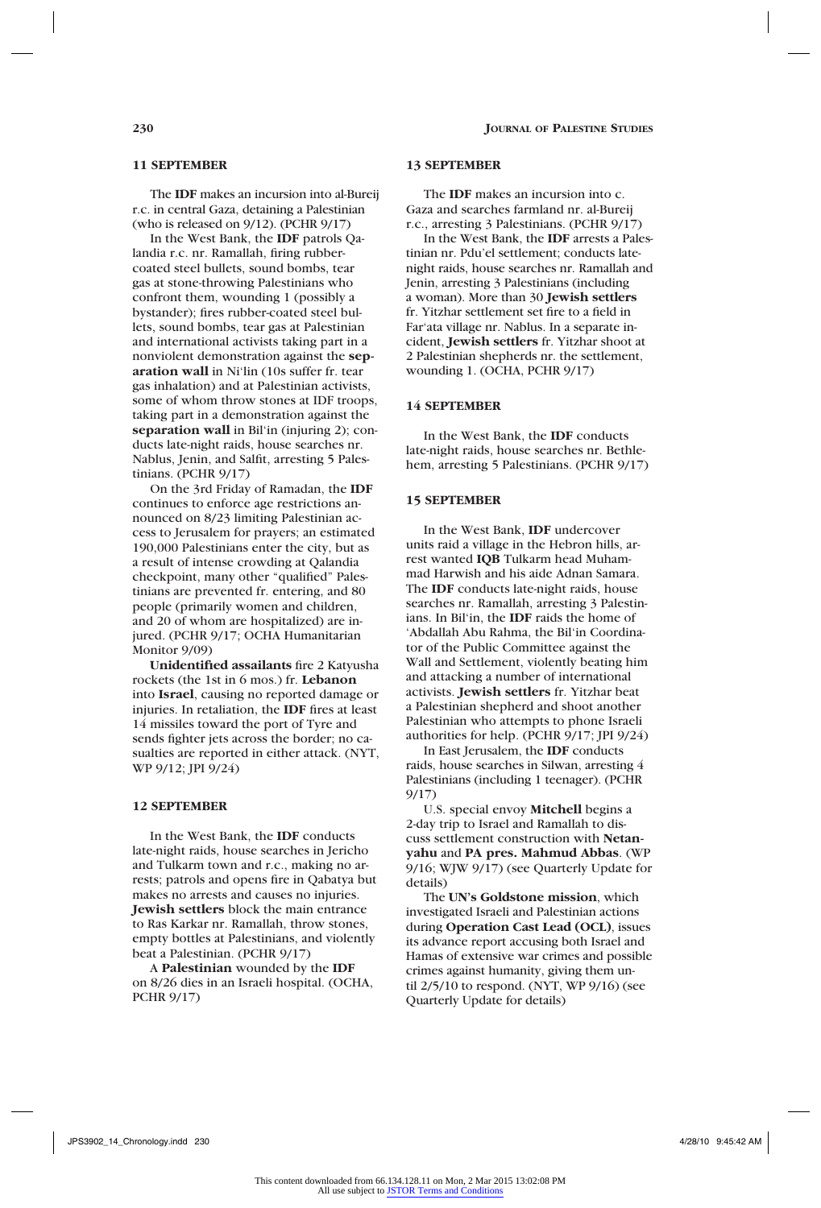### 11 SEPTEMBER

The **IDF** makes an incursion into al-Bureij r.c. in central Gaza, detaining a Palestinian (who is released on 9/12). (PCHR 9/17)

In the West Bank, the **IDF** patrols Qalandia r.c. nr. Ramallah, firing rubber-coated steel bullets, sound bombs, tear gas at stone-throwing Palestinians who confront them, wounding 1 (possibly a bystander); fires rubber-coated steel bullets, sound bombs, tear gas at Palestinian and international activists taking part in a nonviolent demonstration against the **separation wall** in Ni'lin (10s suffer fr. tear gas inhalation) and at Palestinian activists, some of whom throw stones at IDF troops, taking part in a demonstration against the **separation wall** in Bil'in (injuring 2); conducts late-night raids, house searches nr. Nablus, Jenin, and Salfit, arresting 5 Palestinians. (PCHR 9/17)

On the 3rd Friday of Ramadan, the **IDF** continues to enforce age restrictions announced on 8/23 limiting Palestinian access to Jerusalem for prayers; an estimated 190,000 Palestinians enter the city, but as a result of intense crowding at Qalandia checkpoint, many other "qualified" Palestinians are prevented fr. entering, and 80 people (primarily women and children, and 20 of whom are hospitalized) are injured. (PCHR 9/17; OCHA Humanitarian Monitor 9/09)

**Unidentified assailants** fire 2 Katyusha rockets (the 1st in 6 mos.) fr. **Lebanon** into **Israel**, causing no reported damage or injuries. In retaliation, the **IDF** fires at least 14 missiles toward the port of Tyre and sends fighter jets across the border; no casualties are reported in either attack. (NYT, WP 9/12; JPI 9/24)

### 12 SEPTEMBER

In the West Bank, the **IDF** conducts late-night raids, house searches in Jericho and Tulkarm town and r.c., making no arrests; patrols and opens fire in Qabatya but makes no arrests and causes no injuries. **Jewish settlers** block the main entrance to Ras Karkar nr. Ramallah, throw stones, empty bottles at Palestinians, and violently beat a Palestinian. (PCHR 9/17)

A **Palestinian** wounded by the **IDF** on 8/26 dies in an Israeli hospital. (OCHA, PCHR 9/17)

### 13 SEPTEMBER

The **IDF** makes an incursion into c. Gaza and searches farmland nr. al-Bureij r.c., arresting 3 Palestinians. (PCHR 9/17)

In the West Bank, the **IDF** arrests a Palestinian nr. Pdu'el settlement; conducts late-night raids, house searches nr. Ramallah and Jenin, arresting 3 Palestinians (including a woman). More than 30 **Jewish settlers** fr. Yitzhar settlement set fire to a field in Far'ata village nr. Nablus. In a separate incident, **Jewish settlers** fr. Yitzhar shoot at 2 Palestinian shepherds nr. the settlement, wounding 1. (OCHA, PCHR 9/17)

### 14 SEPTEMBER

In the West Bank, the **IDF** conducts late-night raids, house searches nr. Bethlehem, arresting 5 Palestinians. (PCHR 9/17)

### 15 SEPTEMBER

In the West Bank, **IDF** undercover units raid a village in the Hebron hills, arrest wanted **IQB** Tulkarm head Muhammad Harwish and his aide Adnan Samara. The **IDF** conducts late-night raids, house searches nr. Ramallah, arresting 3 Palestinians. In Bil'in, the **IDF** raids the home of 'Abdallah Abu Rahma, the Bil'in Coordinator of the Public Committee against the Wall and Settlement, violently beating him and attacking a number of international activists. **Jewish settlers** fr. Yitzhar beat a Palestinian shepherd and shoot another Palestinian who attempts to phone Israeli authorities for help. (PCHR 9/17; JPI 9/24)

In East Jerusalem, the **IDF** conducts raids, house searches in Silwan, arresting 4 Palestinians (including 1 teenager). (PCHR 9/17)

U.S. special envoy **Mitchell** begins a 2-day trip to Israel and Ramallah to discuss settlement construction with **Netanyahu** and **PA pres. Mahmud Abbas**. (WP 9/16; WJW 9/17) (see Quarterly Update for details)

The **UN's Goldstone mission**, which investigated Israeli and Palestinian actions during **Operation Cast Lead (OCL)**, issues its advance report accusing both Israel and Hamas of extensive war crimes and possible crimes against humanity, giving them until 2/5/10 to respond. (NYT, WP 9/16) (see Quarterly Update for details)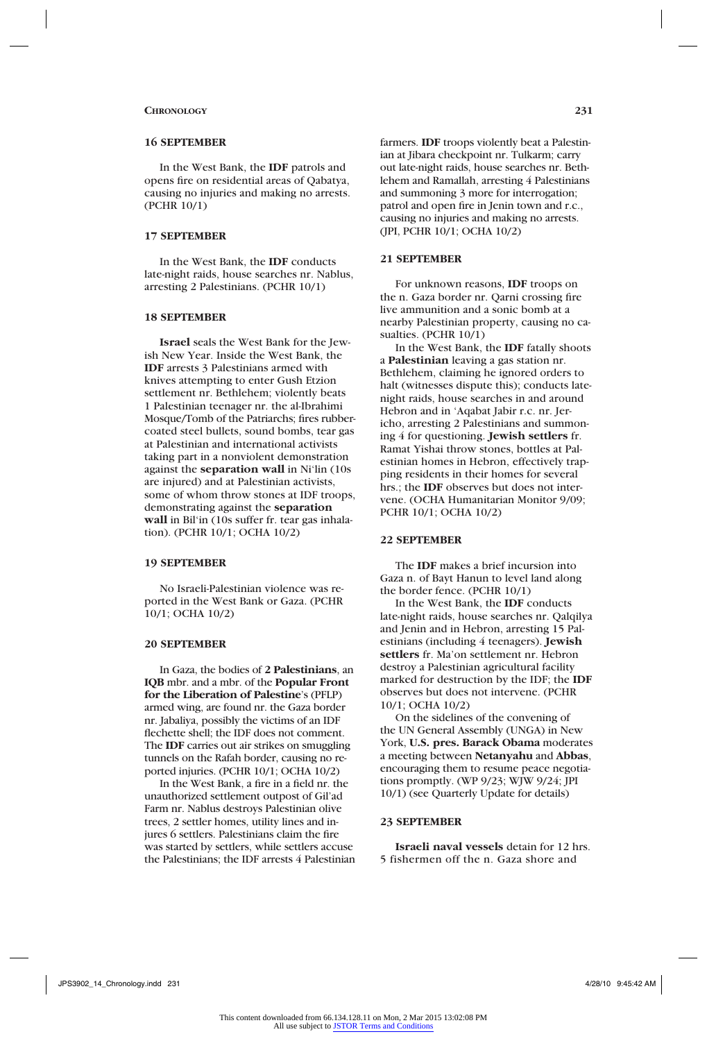### 16 SEPTEMBER

In the West Bank, the **IDF** patrols and opens fire on residential areas of Qabatya, causing no injuries and making no arrests. (PCHR 10/1)

### 17 SEPTEMBER

In the West Bank, the **IDF** conducts late-night raids, house searches nr. Nablus, arresting 2 Palestinians. (PCHR 10/1)

### 18 SEPTEMBER

**Israel** seals the West Bank for the Jewish New Year. Inside the West Bank, the **IDF** arrests 3 Palestinians armed with knives attempting to enter Gush Etzion settlement nr. Bethlehem; violently beats 1 Palestinian teenager nr. the al-Ibrahimi Mosque/Tomb of the Patriarchs; fires rubber-coated steel bullets, sound bombs, tear gas at Palestinian and international activists taking part in a nonviolent demonstration against the **separation wall** in Ni'lin (10s are injured) and at Palestinian activists, some of whom throw stones at IDF troops, demonstrating against the **separation wall** in Bil'in (10s suffer fr. tear gas inhalation). (PCHR 10/1; OCHA 10/2)

### 19 SEPTEMBER

No Israeli-Palestinian violence was reported in the West Bank or Gaza. (PCHR 10/1; OCHA 10/2)

### 20 SEPTEMBER

In Gaza, the bodies of **2 Palestinians**, an **IQB** mbr. and a mbr. of the **Popular Front for the Liberation of Palestine**'s (PFLP) armed wing, are found nr. the Gaza border nr. Jabaliya, possibly the victims of an IDF flechette shell; the IDF does not comment. The **IDF** carries out air strikes on smuggling tunnels on the Rafah border, causing no reported injuries. (PCHR 10/1; OCHA 10/2)

In the West Bank, a fire in a field nr. the unauthorized settlement outpost of Gil'ad Farm nr. Nablus destroys Palestinian olive trees, 2 settler homes, utility lines and injures 6 settlers. Palestinians claim the fire was started by settlers, while settlers accuse the Palestinians; the IDF arrests 4 Palestinian farmers. **IDF** troops violently beat a Palestinian at Jibara checkpoint nr. Tulkarm; carry out late-night raids, house searches nr. Bethlehem and Ramallah, arresting 4 Palestinians and summoning 3 more for interrogation; patrol and open fire in Jenin town and r.c., causing no injuries and making no arrests. (JPI, PCHR 10/1; OCHA 10/2)

### 21 SEPTEMBER

For unknown reasons, **IDF** troops on the n. Gaza border nr. Qarni crossing fire live ammunition and a sonic bomb at a nearby Palestinian property, causing no casualties. (PCHR 10/1)

In the West Bank, the **IDF** fatally shoots a **Palestinian** leaving a gas station nr. Bethlehem, claiming he ignored orders to halt (witnesses dispute this); conducts late-night raids, house searches in and around Hebron and in 'Aqabat Jabir r.c. nr. Jericho, arresting 2 Palestinians and summoning 4 for questioning. **Jewish settlers** fr. Ramat Yishai throw stones, bottles at Palestinian homes in Hebron, effectively trapping residents in their homes for several hrs.; the **IDF** observes but does not intervene. (OCHA Humanitarian Monitor 9/09; PCHR 10/1; OCHA 10/2)

### 22 SEPTEMBER

The **IDF** makes a brief incursion into Gaza n. of Bayt Hanun to level land along the border fence. (PCHR 10/1)

In the West Bank, the **IDF** conducts late-night raids, house searches nr. Qalqilya and Jenin and in Hebron, arresting 15 Palestinians (including 4 teenagers). **Jewish settlers** fr. Ma'on settlement nr. Hebron destroy a Palestinian agricultural facility marked for destruction by the IDF; the **IDF** observes but does not intervene. (PCHR 10/1; OCHA 10/2)

On the sidelines of the convening of the UN General Assembly (UNGA) in New York, **U.S. pres. Barack Obama** moderates a meeting between **Netanyahu** and **Abbas**, encouraging them to resume peace negotiations promptly. (WP 9/23; WJW 9/24; JPI 10/1) (see Quarterly Update for details)

### 23 SEPTEMBER

**Israeli naval vessels** detain for 12 hrs. 5 fishermen off the n. Gaza shore and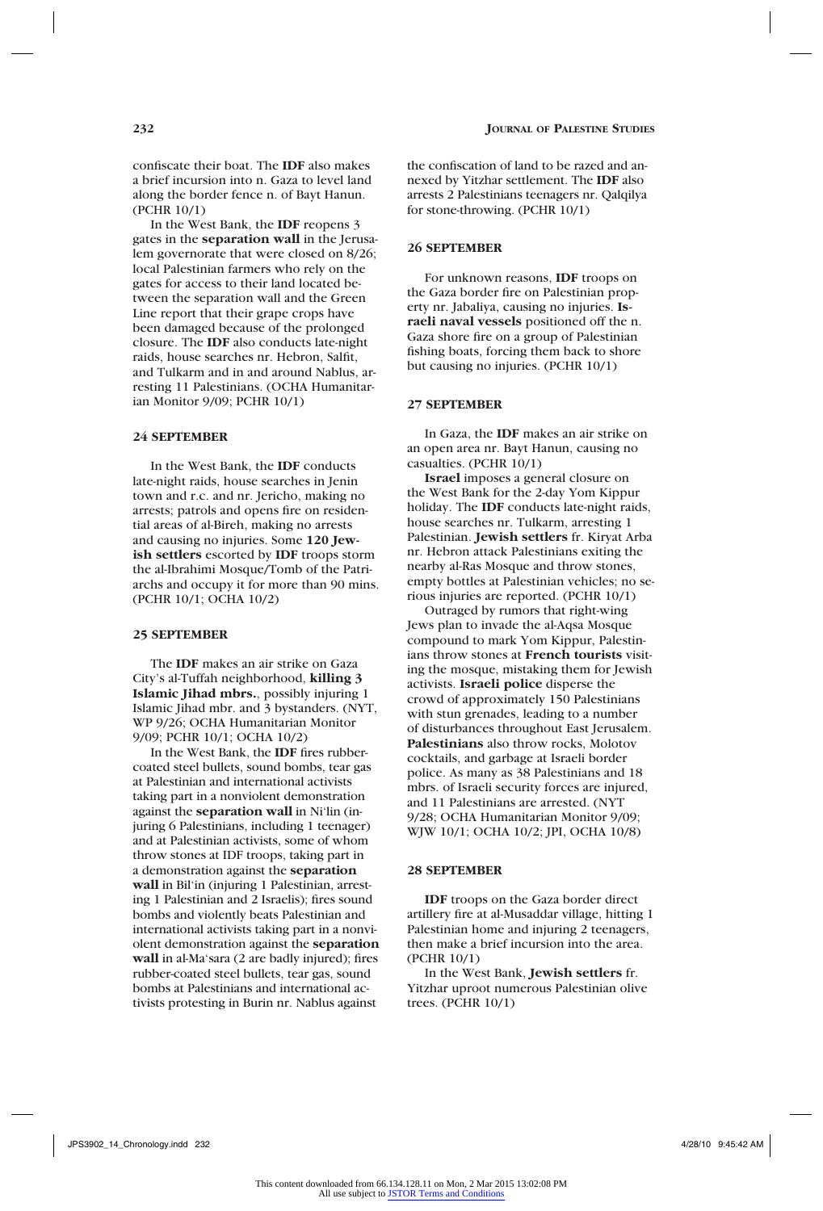confiscate their boat. The **IDF** also makes a brief incursion into n. Gaza to level land along the border fence n. of Bayt Hanun. (PCHR 10/1)

In the West Bank, the **IDF** reopens 3 gates in the **separation wall** in the Jerusalem governorate that were closed on 8/26; local Palestinian farmers who rely on the gates for access to their land located between the separation wall and the Green Line report that their grape crops have been damaged because of the prolonged closure. The **IDF** also conducts late-night raids, house searches nr. Hebron, Salfit, and Tulkarm and in and around Nablus, arresting 11 Palestinians. (OCHA Humanitarian Monitor 9/09; PCHR 10/1)

### 24 SEPTEMBER

In the West Bank, the **IDF** conducts late-night raids, house searches in Jenin town and r.c. and nr. Jericho, making no arrests; patrols and opens fire on residential areas of al-Bireh, making no arrests and causing no injuries. Some **120 Jewish settlers** escorted by **IDF** troops storm the al-Ibrahimi Mosque/Tomb of the Patriarchs and occupy it for more than 90 mins. (PCHR 10/1; OCHA 10/2)

### 25 SEPTEMBER

The **IDF** makes an air strike on Gaza City's al-Tuffah neighborhood, **killing 3 Islamic Jihad mbrs.**, possibly injuring 1 Islamic Jihad mbr. and 3 bystanders. (NYT, WP 9/26; OCHA Humanitarian Monitor 9/09; PCHR 10/1; OCHA 10/2)

In the West Bank, the **IDF** fires rubber-coated steel bullets, sound bombs, tear gas at Palestinian and international activists taking part in a nonviolent demonstration against the **separation wall** in Ni'lin (injuring 6 Palestinians, including 1 teenager) and at Palestinian activists, some of whom throw stones at IDF troops, taking part in a demonstration against the **separation wall** in Bil'in (injuring 1 Palestinian, arresting 1 Palestinian and 2 Israelis); fires sound bombs and violently beats Palestinian and international activists taking part in a nonviolent demonstration against the **separation wall** in al-Ma'sara (2 are badly injured); fires rubber-coated steel bullets, tear gas, sound bombs at Palestinians and international activists protesting in Burin nr. Nablus against the confiscation of land to be razed and annexed by Yitzhar settlement. The **IDF** also arrests 2 Palestinians teenagers nr. Qalqilya for stone-throwing. (PCHR 10/1)

### 26 SEPTEMBER

For unknown reasons, **IDF** troops on the Gaza border fire on Palestinian property nr. Jabaliya, causing no injuries. **Israeli naval vessels** positioned off the n. Gaza shore fire on a group of Palestinian fishing boats, forcing them back to shore but causing no injuries. (PCHR 10/1)

### 27 SEPTEMBER

In Gaza, the **IDF** makes an air strike on an open area nr. Bayt Hanun, causing no casualties. (PCHR 10/1)

**Israel** imposes a general closure on the West Bank for the 2-day Yom Kippur holiday. The **IDF** conducts late-night raids, house searches nr. Tulkarm, arresting 1 Palestinian. **Jewish settlers** fr. Kiryat Arba nr. Hebron attack Palestinians exiting the nearby al-Ras Mosque and throw stones, empty bottles at Palestinian vehicles; no serious injuries are reported. (PCHR 10/1)

Outraged by rumors that right-wing Jews plan to invade the al-Aqsa Mosque compound to mark Yom Kippur, Palestinians throw stones at **French tourists** visiting the mosque, mistaking them for Jewish activists. **Israeli police** disperse the crowd of approximately 150 Palestinians with stun grenades, leading to a number of disturbances throughout East Jerusalem. **Palestinians** also throw rocks, Molotov cocktails, and garbage at Israeli border police. As many as 38 Palestinians and 18 mbrs. of Israeli security forces are injured, and 11 Palestinians are arrested. (NYT 9/28; OCHA Humanitarian Monitor 9/09; WJW 10/1; OCHA 10/2; JPI, OCHA 10/8)

### 28 SEPTEMBER

**IDF** troops on the Gaza border direct artillery fire at al-Musaddar village, hitting 1 Palestinian home and injuring 2 teenagers, then make a brief incursion into the area. (PCHR 10/1)

In the West Bank, **Jewish settlers** fr. Yitzhar uproot numerous Palestinian olive trees. (PCHR 10/1)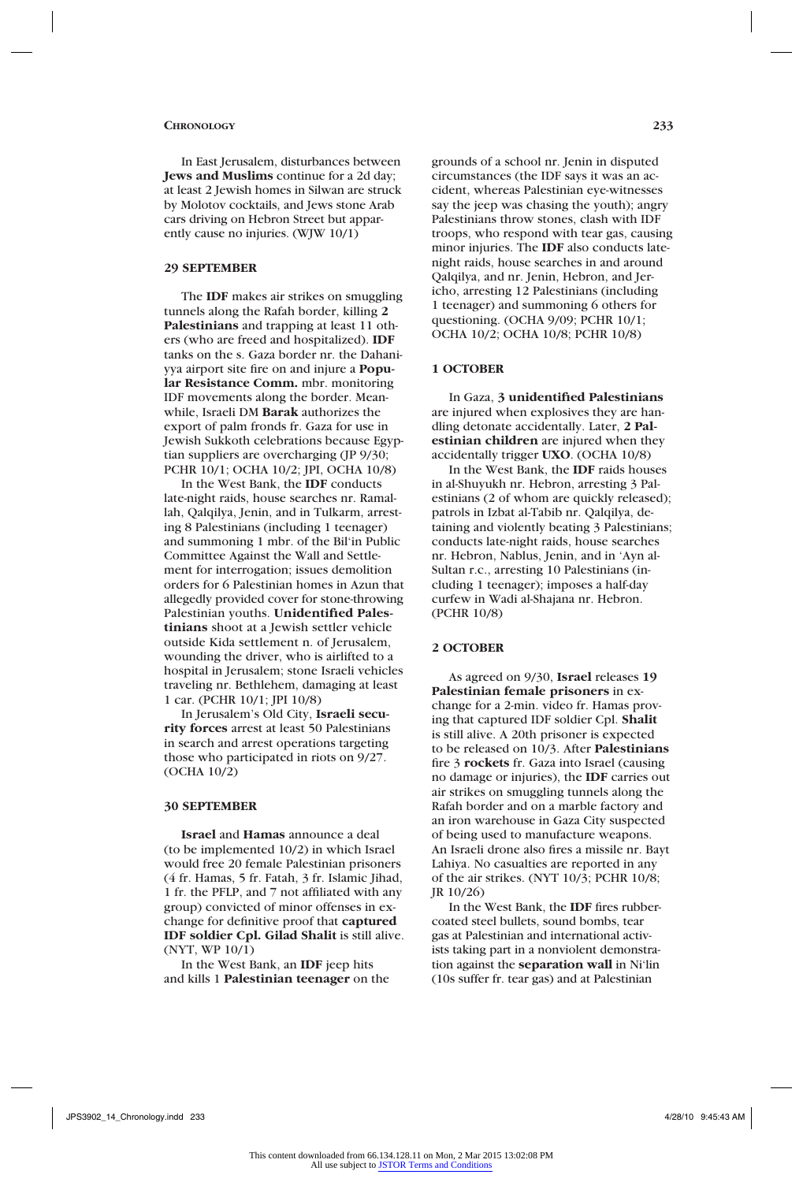In East Jerusalem, disturbances between **Jews and Muslims** continue for a 2d day; at least 2 Jewish homes in Silwan are struck by Molotov cocktails, and Jews stone Arab cars driving on Hebron Street but apparently cause no injuries. (WJW 10/1)

### 29 SEPTEMBER

The **IDF** makes air strikes on smuggling tunnels along the Rafah border, killing **2 Palestinians** and trapping at least 11 others (who are freed and hospitalized). **IDF** tanks on the s. Gaza border nr. the Dahaniyya airport site fire on and injure a **Popular Resistance Comm.** mbr. monitoring IDF movements along the border. Meanwhile, Israeli DM **Barak** authorizes the export of palm fronds fr. Gaza for use in Jewish Sukkoth celebrations because Egyptian suppliers are overcharging (JP 9/30; PCHR 10/1; OCHA 10/2; JPI, OCHA 10/8)

In the West Bank, the **IDF** conducts late-night raids, house searches nr. Ramallah, Qalqilya, Jenin, and in Tulkarm, arresting 8 Palestinians (including 1 teenager) and summoning 1 mbr. of the Bil'in Public Committee Against the Wall and Settlement for interrogation; issues demolition orders for 6 Palestinian homes in Azun that allegedly provided cover for stone-throwing Palestinian youths. **Unidentified Palestinians** shoot at a Jewish settler vehicle outside Kida settlement n. of Jerusalem, wounding the driver, who is airlifted to a hospital in Jerusalem; stone Israeli vehicles traveling nr. Bethlehem, damaging at least 1 car. (PCHR 10/1; JPI 10/8)

In Jerusalem's Old City, **Israeli security forces** arrest at least 50 Palestinians in search and arrest operations targeting those who participated in riots on 9/27. (OCHA 10/2)

### 30 SEPTEMBER

**Israel** and **Hamas** announce a deal (to be implemented 10/2) in which Israel would free 20 female Palestinian prisoners (4 fr. Hamas, 5 fr. Fatah, 3 fr. Islamic Jihad, 1 fr. the PFLP, and 7 not affiliated with any group) convicted of minor offenses in exchange for definitive proof that **captured IDF soldier Cpl. Gilad Shalit** is still alive. (NYT, WP 10/1)

In the West Bank, an **IDF** jeep hits and kills 1 **Palestinian teenager** on the grounds of a school nr. Jenin in disputed circumstances (the IDF says it was an accident, whereas Palestinian eye-witnesses say the jeep was chasing the youth); angry Palestinians throw stones, clash with IDF troops, who respond with tear gas, causing minor injuries. The **IDF** also conducts late-night raids, house searches in and around Qalqilya, and nr. Jenin, Hebron, and Jericho, arresting 12 Palestinians (including 1 teenager) and summoning 6 others for questioning. (OCHA 9/09; PCHR 10/1; OCHA 10/2; OCHA 10/8; PCHR 10/8)

### 1 OCTOBER

In Gaza, **3 unidentified Palestinians** are injured when explosives they are handling detonate accidentally. Later, **2 Palestinian children** are injured when they accidentally trigger **UXO**. (OCHA 10/8)

In the West Bank, the **IDF** raids houses in al-Shuyukh nr. Hebron, arresting 3 Palestinians (2 of whom are quickly released); patrols in Izbat al-Tabib nr. Qalqilya, detaining and violently beating 3 Palestinians; conducts late-night raids, house searches nr. Hebron, Nablus, Jenin, and in 'Ayn al-Sultan r.c., arresting 10 Palestinians (including 1 teenager); imposes a half-day curfew in Wadi al-Shajana nr. Hebron. (PCHR 10/8)

### 2 OCTOBER

As agreed on 9/30, **Israel** releases **19 Palestinian female prisoners** in exchange for a 2-min. video fr. Hamas proving that captured IDF soldier Cpl. **Shalit** is still alive. A 20th prisoner is expected to be released on 10/3. After **Palestinians** fire 3 **rockets** fr. Gaza into Israel (causing no damage or injuries), the **IDF** carries out air strikes on smuggling tunnels along the Rafah border and on a marble factory and an iron warehouse in Gaza City suspected of being used to manufacture weapons. An Israeli drone also fires a missile nr. Bayt Lahiya. No casualties are reported in any of the air strikes. (NYT 10/3; PCHR 10/8; JR 10/26)

In the West Bank, the **IDF** fires rubber-coated steel bullets, sound bombs, tear gas at Palestinian and international activists taking part in a nonviolent demonstration against the **separation wall** in Ni'lin (10s suffer fr. tear gas) and at Palestinian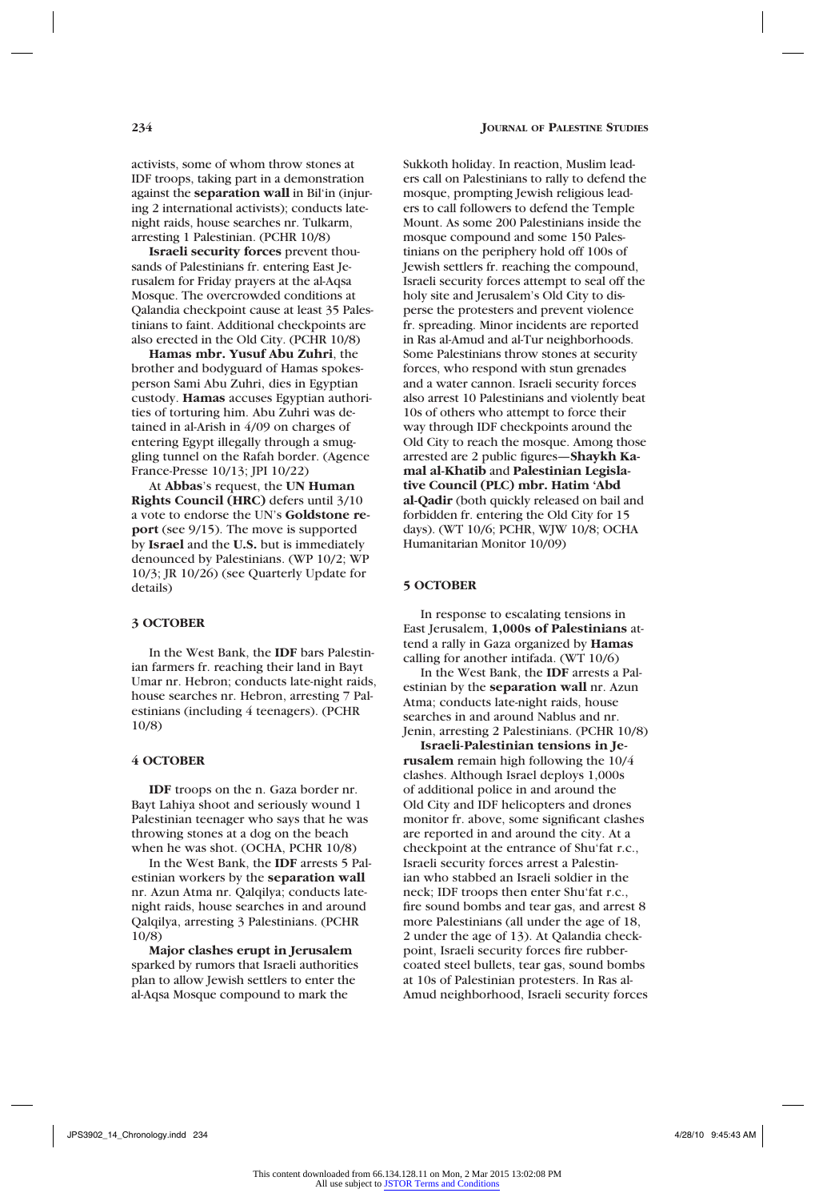activists, some of whom throw stones at IDF troops, taking part in a demonstration against the **separation wall** in Bil'in (injuring 2 international activists); conducts late-night raids, house searches nr. Tulkarm, arresting 1 Palestinian. (PCHR 10/8)

**Israeli security forces** prevent thousands of Palestinians fr. entering East Jerusalem for Friday prayers at the al-Aqsa Mosque. The overcrowded conditions at Qalandia checkpoint cause at least 35 Palestinians to faint. Additional checkpoints are also erected in the Old City. (PCHR 10/8)

**Hamas mbr. Yusuf Abu Zuhri**, the brother and bodyguard of Hamas spokesperson Sami Abu Zuhri, dies in Egyptian custody. **Hamas** accuses Egyptian authorities of torturing him. Abu Zuhri was detained in al-Arish in 4/09 on charges of entering Egypt illegally through a smuggling tunnel on the Rafah border. (Agence France-Presse 10/13; JPI 10/22)

At **Abbas**'s request, the **UN Human Rights Council (HRC)** defers until 3/10 a vote to endorse the UN's **Goldstone report** (see 9/15). The move is supported by **Israel** and the **U.S.** but is immediately denounced by Palestinians. (WP 10/2; WP 10/3; JR 10/26) (see Quarterly Update for details)

#### 3 OCTOBER

In the West Bank, the **IDF** bars Palestinian farmers fr. reaching their land in Bayt Umar nr. Hebron; conducts late-night raids, house searches nr. Hebron, arresting 7 Palestinians (including 4 teenagers). (PCHR 10/8)

#### 4 OCTOBER

**IDF** troops on the n. Gaza border nr. Bayt Lahiya shoot and seriously wound 1 Palestinian teenager who says that he was throwing stones at a dog on the beach when he was shot. (OCHA, PCHR 10/8)

In the West Bank, the **IDF** arrests 5 Palestinian workers by the **separation wall** nr. Azun Atma nr. Qalqilya; conducts late-night raids, house searches in and around Qalqilya, arresting 3 Palestinians. (PCHR 10/8)

**Major clashes erupt in Jerusalem** sparked by rumors that Israeli authorities plan to allow Jewish settlers to enter the al-Aqsa Mosque compound to mark the Sukkoth holiday. In reaction, Muslim leaders call on Palestinians to rally to defend the mosque, prompting Jewish religious leaders to call followers to defend the Temple Mount. As some 200 Palestinians inside the mosque compound and some 150 Palestinians on the periphery hold off 100s of Jewish settlers fr. reaching the compound, Israeli security forces attempt to seal off the holy site and Jerusalem's Old City to disperse the protesters and prevent violence fr. spreading. Minor incidents are reported in Ras al-Amud and al-Tur neighborhoods. Some Palestinians throw stones at security forces, who respond with stun grenades and a water cannon. Israeli security forces also arrest 10 Palestinians and violently beat 10s of others who attempt to force their way through IDF checkpoints around the Old City to reach the mosque. Among those arrested are 2 public figures—**Shaykh Kamal al-Khatib** and **Palestinian Legislative Council (PLC) mbr. Hatim 'Abd al-Qadir** (both quickly released on bail and forbidden fr. entering the Old City for 15 days). (WT 10/6; PCHR, WJW 10/8; OCHA Humanitarian Monitor 10/09)

#### 5 OCTOBER

In response to escalating tensions in East Jerusalem, **1,000s of Palestinians** attend a rally in Gaza organized by **Hamas** calling for another intifada. (WT 10/6)

In the West Bank, the **IDF** arrests a Palestinian by the **separation wall** nr. Azun Atma; conducts late-night raids, house searches in and around Nablus and nr. Jenin, arresting 2 Palestinians. (PCHR 10/8)

**Israeli-Palestinian tensions in Jerusalem** remain high following the 10/4 clashes. Although Israel deploys 1,000s of additional police in and around the Old City and IDF helicopters and drones monitor fr. above, some significant clashes are reported in and around the city. At a checkpoint at the entrance of Shu'fat r.c., Israeli security forces arrest a Palestinian who stabbed an Israeli soldier in the neck; IDF troops then enter Shu'fat r.c., fire sound bombs and tear gas, and arrest 8 more Palestinians (all under the age of 18, 2 under the age of 13). At Qalandia checkpoint, Israeli security forces fire rubber-coated steel bullets, tear gas, sound bombs at 10s of Palestinian protesters. In Ras al-Amud neighborhood, Israeli security forces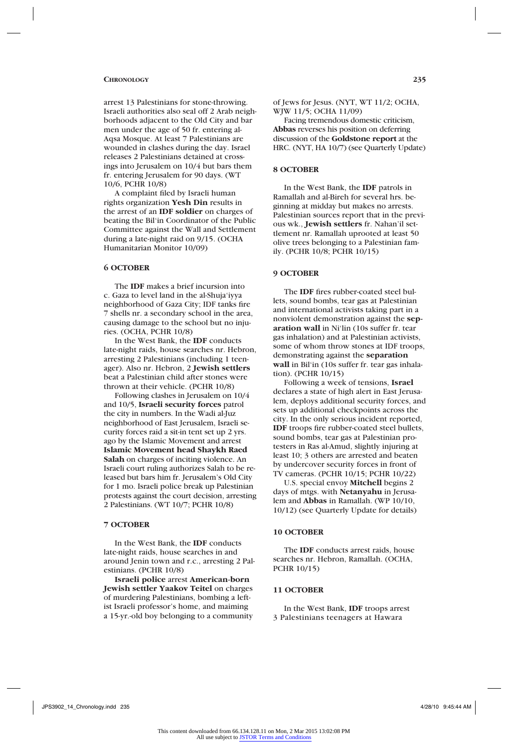arrest 13 Palestinians for stone-throwing. Israeli authorities also seal off 2 Arab neighborhoods adjacent to the Old City and bar men under the age of 50 fr. entering al-Aqsa Mosque. At least 7 Palestinians are wounded in clashes during the day. Israel releases 2 Palestinians detained at crossings into Jerusalem on 10/4 but bars them fr. entering Jerusalem for 90 days. (WT 10/6, PCHR 10/8)

A complaint filed by Israeli human rights organization **Yesh Din** results in the arrest of an **IDF soldier** on charges of beating the Bil'in Coordinator of the Public Committee against the Wall and Settlement during a late-night raid on 9/15. (OCHA Humanitarian Monitor 10/09)

**6 OCTOBER**

The **IDF** makes a brief incursion into c. Gaza to level land in the al-Shuja'iyya neighborhood of Gaza City; IDF tanks fire 7 shells nr. a secondary school in the area, causing damage to the school but no injuries. (OCHA, PCHR 10/8)

In the West Bank, the **IDF** conducts late-night raids, house searches nr. Hebron, arresting 2 Palestinians (including 1 teenager). Also nr. Hebron, 2 **Jewish settlers** beat a Palestinian child after stones were thrown at their vehicle. (PCHR 10/8)

Following clashes in Jerusalem on 10/4 and 10/5, **Israeli security forces** patrol the city in numbers. In the Wadi al-Juz neighborhood of East Jerusalem, Israeli security forces raid a sit-in tent set up 2 yrs. ago by the Islamic Movement and arrest **Islamic Movement head Shaykh Raed Salah** on charges of inciting violence. An Israeli court ruling authorizes Salah to be released but bars him fr. Jerusalem's Old City for 1 mo. Israeli police break up Palestinian protests against the court decision, arresting 2 Palestinians. (WT 10/7; PCHR 10/8)

**7 OCTOBER**

In the West Bank, the **IDF** conducts late-night raids, house searches in and around Jenin town and r.c., arresting 2 Palestinians. (PCHR 10/8)

**Israeli police** arrest **American-born Jewish settler Yaakov Teitel** on charges of murdering Palestinians, bombing a leftist Israeli professor's home, and maiming a 15-yr.-old boy belonging to a community of Jews for Jesus. (NYT, WT 11/2; OCHA, WJW 11/5; OCHA 11/09)

Facing tremendous domestic criticism, **Abbas** reverses his position on deferring discussion of the **Goldstone report** at the HRC. (NYT, HA 10/7) (see Quarterly Update)

**8 OCTOBER**

In the West Bank, the **IDF** patrols in Ramallah and al-Bireh for several hrs. beginning at midday but makes no arrests. Palestinian sources report that in the previous wk., **Jewish settlers** fr. Nahan'il settlement nr. Ramallah uprooted at least 50 olive trees belonging to a Palestinian family. (PCHR 10/8; PCHR 10/15)

**9 OCTOBER**

The **IDF** fires rubber-coated steel bullets, sound bombs, tear gas at Palestinian and international activists taking part in a nonviolent demonstration against the **separation wall** in Ni'lin (10s suffer fr. tear gas inhalation) and at Palestinian activists, some of whom throw stones at IDF troops, demonstrating against the **separation wall** in Bil'in (10s suffer fr. tear gas inhalation). (PCHR 10/15)

Following a week of tensions, **Israel** declares a state of high alert in East Jerusalem, deploys additional security forces, and sets up additional checkpoints across the city. In the only serious incident reported, **IDF** troops fire rubber-coated steel bullets, sound bombs, tear gas at Palestinian protesters in Ras al-Amud, slightly injuring at least 10; 3 others are arrested and beaten by undercover security forces in front of TV cameras. (PCHR 10/15; PCHR 10/22)

U.S. special envoy **Mitchell** begins 2 days of mtgs. with **Netanyahu** in Jerusalem and **Abbas** in Ramallah. (WP 10/10, 10/12) (see Quarterly Update for details)

**10 OCTOBER**

The **IDF** conducts arrest raids, house searches nr. Hebron, Ramallah. (OCHA, PCHR 10/15)

**11 OCTOBER**

In the West Bank, **IDF** troops arrest 3 Palestinians teenagers at Hawara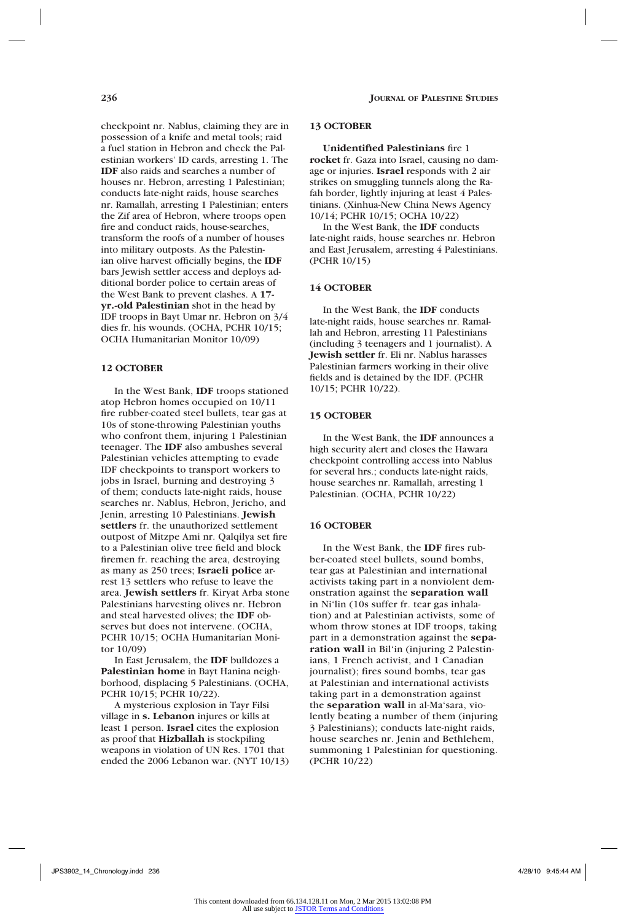checkpoint nr. Nablus, claiming they are in possession of a knife and metal tools; raid a fuel station in Hebron and check the Palestinian workers' ID cards, arresting 1. The **IDF** also raids and searches a number of houses nr. Hebron, arresting 1 Palestinian; conducts late-night raids, house searches nr. Ramallah, arresting 1 Palestinian; enters the Zif area of Hebron, where troops open fire and conduct raids, house-searches, transform the roofs of a number of houses into military outposts. As the Palestinian olive harvest officially begins, the **IDF** bars Jewish settler access and deploys additional border police to certain areas of the West Bank to prevent clashes. A **17-yr.-old Palestinian** shot in the head by IDF troops in Bayt Umar nr. Hebron on 3/4 dies fr. his wounds. (OCHA, PCHR 10/15; OCHA Humanitarian Monitor 10/09)

### 12 OCTOBER

In the West Bank, **IDF** troops stationed atop Hebron homes occupied on 10/11 fire rubber-coated steel bullets, tear gas at 10s of stone-throwing Palestinian youths who confront them, injuring 1 Palestinian teenager. The **IDF** also ambushes several Palestinian vehicles attempting to evade IDF checkpoints to transport workers to jobs in Israel, burning and destroying 3 of them; conducts late-night raids, house searches nr. Nablus, Hebron, Jericho, and Jenin, arresting 10 Palestinians. **Jewish settlers** fr. the unauthorized settlement outpost of Mitzpe Ami nr. Qalqilya set fire to a Palestinian olive tree field and block firemen fr. reaching the area, destroying as many as 250 trees; **Israeli police** arrest 13 settlers who refuse to leave the area. **Jewish settlers** fr. Kiryat Arba stone Palestinians harvesting olives nr. Hebron and steal harvested olives; the **IDF** observes but does not intervene. (OCHA, PCHR 10/15; OCHA Humanitarian Monitor 10/09)

In East Jerusalem, the **IDF** bulldozes a **Palestinian home** in Bayt Hanina neighborhood, displacing 5 Palestinians. (OCHA, PCHR 10/15; PCHR 10/22).

A mysterious explosion in Tayr Filsi village in **s. Lebanon** injures or kills at least 1 person. **Israel** cites the explosion as proof that **Hizballah** is stockpiling weapons in violation of UN Res. 1701 that ended the 2006 Lebanon war. (NYT 10/13)

### 13 OCTOBER

**Unidentified Palestinians** fire 1 **rocket** fr. Gaza into Israel, causing no damage or injuries. **Israel** responds with 2 air strikes on smuggling tunnels along the Rafah border, lightly injuring at least 4 Palestinians. (Xinhua-New China News Agency 10/14; PCHR 10/15; OCHA 10/22)

In the West Bank, the **IDF** conducts late-night raids, house searches nr. Hebron and East Jerusalem, arresting 4 Palestinians. (PCHR 10/15)

### 14 OCTOBER

In the West Bank, the **IDF** conducts late-night raids, house searches nr. Ramallah and Hebron, arresting 11 Palestinians (including 3 teenagers and 1 journalist). A **Jewish settler** fr. Eli nr. Nablus harasses Palestinian farmers working in their olive fields and is detained by the IDF. (PCHR 10/15; PCHR 10/22).

### 15 OCTOBER

In the West Bank, the **IDF** announces a high security alert and closes the Hawara checkpoint controlling access into Nablus for several hrs.; conducts late-night raids, house searches nr. Ramallah, arresting 1 Palestinian. (OCHA, PCHR 10/22)

### 16 OCTOBER

In the West Bank, the **IDF** fires rubber-coated steel bullets, sound bombs, tear gas at Palestinian and international activists taking part in a nonviolent demonstration against the **separation wall** in Ni'lin (10s suffer fr. tear gas inhalation) and at Palestinian activists, some of whom throw stones at IDF troops, taking part in a demonstration against the **separation wall** in Bil'in (injuring 2 Palestinians, 1 French activist, and 1 Canadian journalist); fires sound bombs, tear gas at Palestinian and international activists taking part in a demonstration against the **separation wall** in al-Ma'sara, violently beating a number of them (injuring 3 Palestinians); conducts late-night raids, house searches nr. Jenin and Bethlehem, summoning 1 Palestinian for questioning. (PCHR 10/22)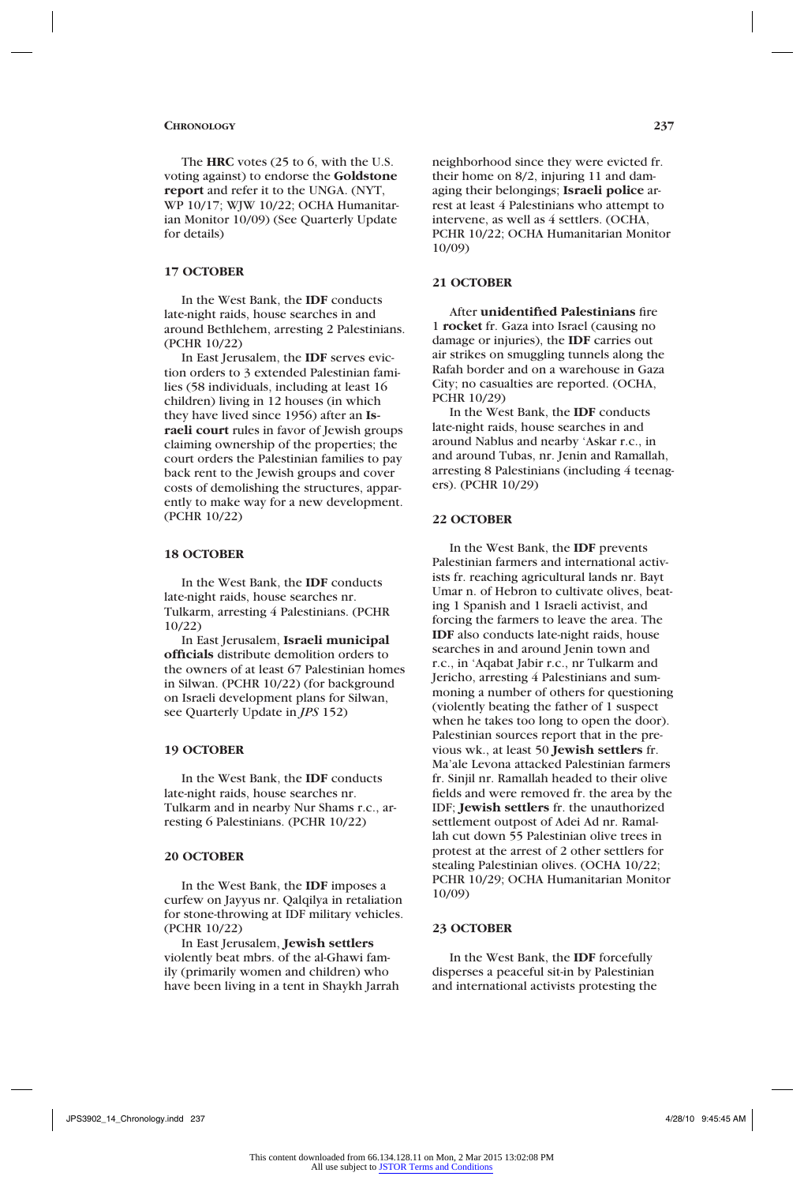The **HRC** votes (25 to 6, with the U.S. voting against) to endorse the **Goldstone report** and refer it to the UNGA. (NYT, WP 10/17; WJW 10/22; OCHA Humanitarian Monitor 10/09) (See Quarterly Update for details)

### 17 OCTOBER

In the West Bank, the **IDF** conducts late-night raids, house searches in and around Bethlehem, arresting 2 Palestinians. (PCHR 10/22)

In East Jerusalem, the **IDF** serves eviction orders to 3 extended Palestinian families (58 individuals, including at least 16 children) living in 12 houses (in which they have lived since 1956) after an **Israeli court** rules in favor of Jewish groups claiming ownership of the properties; the court orders the Palestinian families to pay back rent to the Jewish groups and cover costs of demolishing the structures, apparently to make way for a new development. (PCHR 10/22)

### 18 OCTOBER

In the West Bank, the **IDF** conducts late-night raids, house searches nr. Tulkarm, arresting 4 Palestinians. (PCHR 10/22)

In East Jerusalem, **Israeli municipal officials** distribute demolition orders to the owners of at least 67 Palestinian homes in Silwan. (PCHR 10/22) (for background on Israeli development plans for Silwan, see Quarterly Update in *JPS* 152)

### 19 OCTOBER

In the West Bank, the **IDF** conducts late-night raids, house searches nr. Tulkarm and in nearby Nur Shams r.c., arresting 6 Palestinians. (PCHR 10/22)

### 20 OCTOBER

In the West Bank, the **IDF** imposes a curfew on Jayyus nr. Qalqilya in retaliation for stone-throwing at IDF military vehicles. (PCHR 10/22)

In East Jerusalem, **Jewish settlers** violently beat mbrs. of the al-Ghawi family (primarily women and children) who have been living in a tent in Shaykh Jarrah neighborhood since they were evicted fr. their home on 8/2, injuring 11 and damaging their belongings; **Israeli police** arrest at least 4 Palestinians who attempt to intervene, as well as 4 settlers. (OCHA, PCHR 10/22; OCHA Humanitarian Monitor 10/09)

### 21 OCTOBER

After **unidentified Palestinians** fire 1 **rocket** fr. Gaza into Israel (causing no damage or injuries), the **IDF** carries out air strikes on smuggling tunnels along the Rafah border and on a warehouse in Gaza City; no casualties are reported. (OCHA, PCHR 10/29)

In the West Bank, the **IDF** conducts late-night raids, house searches in and around Nablus and nearby 'Askar r.c., in and around Tubas, nr. Jenin and Ramallah, arresting 8 Palestinians (including 4 teenagers). (PCHR 10/29)

### 22 OCTOBER

In the West Bank, the **IDF** prevents Palestinian farmers and international activists fr. reaching agricultural lands nr. Bayt Umar n. of Hebron to cultivate olives, beating 1 Spanish and 1 Israeli activist, and forcing the farmers to leave the area. The **IDF** also conducts late-night raids, house searches in and around Jenin town and r.c., in 'Aqabat Jabir r.c., nr Tulkarm and Jericho, arresting 4 Palestinians and summoning a number of others for questioning (violently beating the father of 1 suspect when he takes too long to open the door). Palestinian sources report that in the previous wk., at least 50 **Jewish settlers** fr. Ma'ale Levona attacked Palestinian farmers fr. Sinjil nr. Ramallah headed to their olive fields and were removed fr. the area by the IDF; **Jewish settlers** fr. the unauthorized settlement outpost of Adei Ad nr. Ramallah cut down 55 Palestinian olive trees in protest at the arrest of 2 other settlers for stealing Palestinian olives. (OCHA 10/22; PCHR 10/29; OCHA Humanitarian Monitor 10/09)

### 23 OCTOBER

In the West Bank, the **IDF** forcefully disperses a peaceful sit-in by Palestinian and international activists protesting the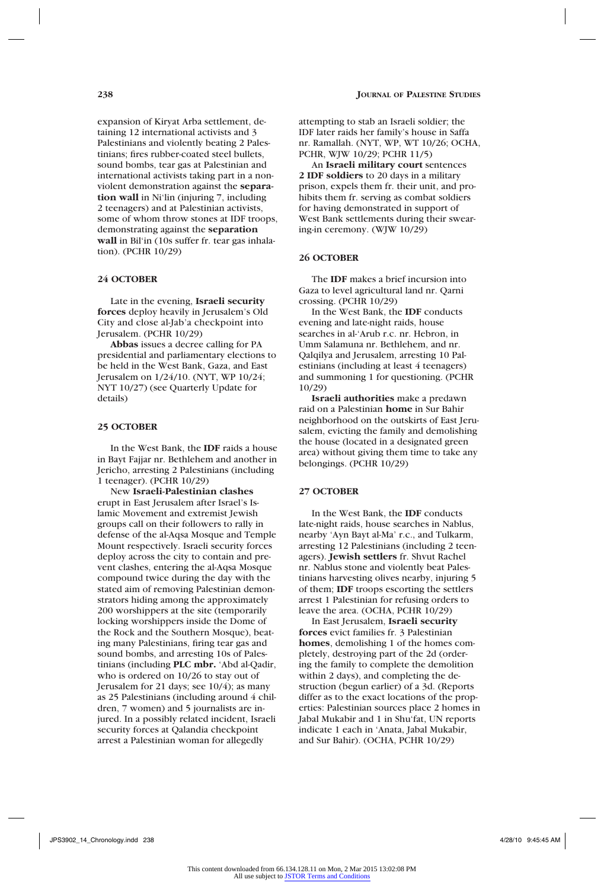expansion of Kiryat Arba settlement, detaining 12 international activists and 3 Palestinians and violently beating 2 Palestinians; fires rubber-coated steel bullets, sound bombs, tear gas at Palestinian and international activists taking part in a nonviolent demonstration against the **separation wall** in Ni'lin (injuring 7, including 2 teenagers) and at Palestinian activists, some of whom throw stones at IDF troops, demonstrating against the **separation wall** in Bil'in (10s suffer fr. tear gas inhalation). (PCHR 10/29)

### 24 OCTOBER

Late in the evening, **Israeli security forces** deploy heavily in Jerusalem's Old City and close al-Jab'a checkpoint into Jerusalem. (PCHR 10/29)

**Abbas** issues a decree calling for PA presidential and parliamentary elections to be held in the West Bank, Gaza, and East Jerusalem on 1/24/10. (NYT, WP 10/24; NYT 10/27) (see Quarterly Update for details)

### 25 OCTOBER

In the West Bank, the **IDF** raids a house in Bayt Fajjar nr. Bethlehem and another in Jericho, arresting 2 Palestinians (including 1 teenager). (PCHR 10/29)

New **Israeli-Palestinian clashes** erupt in East Jerusalem after Israel's Islamic Movement and extremist Jewish groups call on their followers to rally in defense of the al-Aqsa Mosque and Temple Mount respectively. Israeli security forces deploy across the city to contain and prevent clashes, entering the al-Aqsa Mosque compound twice during the day with the stated aim of removing Palestinian demonstrators hiding among the approximately 200 worshippers at the site (temporarily locking worshippers inside the Dome of the Rock and the Southern Mosque), beating many Palestinians, firing tear gas and sound bombs, and arresting 10s of Palestinians (including **PLC mbr.** 'Abd al-Qadir, who is ordered on 10/26 to stay out of Jerusalem for 21 days; see 10/4); as many as 25 Palestinians (including around 4 children, 7 women) and 5 journalists are injured. In a possibly related incident, Israeli security forces at Qalandia checkpoint arrest a Palestinian woman for allegedly attempting to stab an Israeli soldier; the IDF later raids her family's house in Saffa nr. Ramallah. (NYT, WP, WT 10/26; OCHA, PCHR, WJW 10/29; PCHR 11/5)

An **Israeli military court** sentences **2 IDF soldiers** to 20 days in a military prison, expels them fr. their unit, and prohibits them fr. serving as combat soldiers for having demonstrated in support of West Bank settlements during their swearing-in ceremony. (WJW 10/29)

### 26 OCTOBER

The **IDF** makes a brief incursion into Gaza to level agricultural land nr. Qarni crossing. (PCHR 10/29)

In the West Bank, the **IDF** conducts evening and late-night raids, house searches in al-'Arub r.c. nr. Hebron, in Umm Salamuna nr. Bethlehem, and nr. Qalqilya and Jerusalem, arresting 10 Palestinians (including at least 4 teenagers) and summoning 1 for questioning. (PCHR 10/29)

**Israeli authorities** make a predawn raid on a Palestinian **home** in Sur Bahir neighborhood on the outskirts of East Jerusalem, evicting the family and demolishing the house (located in a designated green area) without giving them time to take any belongings. (PCHR 10/29)

### 27 OCTOBER

In the West Bank, the **IDF** conducts late-night raids, house searches in Nablus, nearby 'Ayn Bayt al-Ma' r.c., and Tulkarm, arresting 12 Palestinians (including 2 teenagers). **Jewish settlers** fr. Shvut Rachel nr. Nablus stone and violently beat Palestinians harvesting olives nearby, injuring 5 of them; **IDF** troops escorting the settlers arrest 1 Palestinian for refusing orders to leave the area. (OCHA, PCHR 10/29)

In East Jerusalem, **Israeli security forces** evict families fr. 3 Palestinian **homes**, demolishing 1 of the homes completely, destroying part of the 2d (ordering the family to complete the demolition within 2 days), and completing the destruction (begun earlier) of a 3d. (Reports differ as to the exact locations of the properties: Palestinian sources place 2 homes in Jabal Mukabir and 1 in Shu'fat, UN reports indicate 1 each in 'Anata, Jabal Mukabir, and Sur Bahir). (OCHA, PCHR 10/29)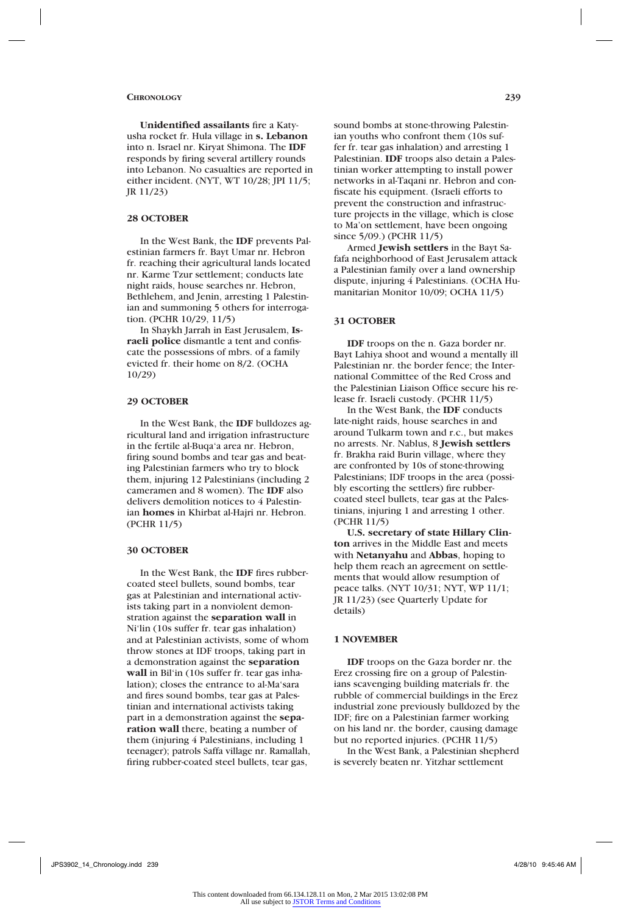**Unidentified assailants** fire a Katyusha rocket fr. Hula village in **s. Lebanon** into n. Israel nr. Kiryat Shimona. The **IDF** responds by firing several artillery rounds into Lebanon. No casualties are reported in either incident. (NYT, WT 10/28; JPI 11/5; JR 11/23)

### 28 OCTOBER

In the West Bank, the **IDF** prevents Palestinian farmers fr. Bayt Umar nr. Hebron fr. reaching their agricultural lands located nr. Karme Tzur settlement; conducts late night raids, house searches nr. Hebron, Bethlehem, and Jenin, arresting 1 Palestinian and summoning 5 others for interrogation. (PCHR 10/29, 11/5)

In Shaykh Jarrah in East Jerusalem, **Israeli police** dismantle a tent and confiscate the possessions of mbrs. of a family evicted fr. their home on 8/2. (OCHA 10/29)

### 29 OCTOBER

In the West Bank, the **IDF** bulldozes agricultural land and irrigation infrastructure in the fertile al-Buqa'a area nr. Hebron, firing sound bombs and tear gas and beating Palestinian farmers who try to block them, injuring 12 Palestinians (including 2 cameramen and 8 women). The **IDF** also delivers demolition notices to 4 Palestinian **homes** in Khirbat al-Hajri nr. Hebron. (PCHR 11/5)

### 30 OCTOBER

In the West Bank, the **IDF** fires rubber-coated steel bullets, sound bombs, tear gas at Palestinian and international activists taking part in a nonviolent demonstration against the **separation wall** in Ni'lin (10s suffer fr. tear gas inhalation) and at Palestinian activists, some of whom throw stones at IDF troops, taking part in a demonstration against the **separation wall** in Bil'in (10s suffer fr. tear gas inhalation); closes the entrance to al-Ma'sara and fires sound bombs, tear gas at Palestinian and international activists taking part in a demonstration against the **separation wall** there, beating a number of them (injuring 4 Palestinians, including 1 teenager); patrols Saffa village nr. Ramallah, firing rubber-coated steel bullets, tear gas, sound bombs at stone-throwing Palestinian youths who confront them (10s suffer fr. tear gas inhalation) and arresting 1 Palestinian. **IDF** troops also detain a Palestinian worker attempting to install power networks in al-Taqani nr. Hebron and confiscate his equipment. (Israeli efforts to prevent the construction and infrastructure projects in the village, which is close to Ma'on settlement, have been ongoing since 5/09.) (PCHR 11/5)

Armed **Jewish settlers** in the Bayt Safafa neighborhood of East Jerusalem attack a Palestinian family over a land ownership dispute, injuring 4 Palestinians. (OCHA Humanitarian Monitor 10/09; OCHA 11/5)

### 31 OCTOBER

**IDF** troops on the n. Gaza border nr. Bayt Lahiya shoot and wound a mentally ill Palestinian nr. the border fence; the International Committee of the Red Cross and the Palestinian Liaison Office secure his release fr. Israeli custody. (PCHR 11/5)

In the West Bank, the **IDF** conducts late-night raids, house searches in and around Tulkarm town and r.c., but makes no arrests. Nr. Nablus, 8 **Jewish settlers** fr. Brakha raid Burin village, where they are confronted by 10s of stone-throwing Palestinians; IDF troops in the area (possibly escorting the settlers) fire rubber-coated steel bullets, tear gas at the Palestinians, injuring 1 and arresting 1 other. (PCHR 11/5)

**U.S. secretary of state Hillary Clinton** arrives in the Middle East and meets with **Netanyahu** and **Abbas**, hoping to help them reach an agreement on settlements that would allow resumption of peace talks. (NYT 10/31; NYT, WP 11/1; JR 11/23) (see Quarterly Update for details)

### 1 NOVEMBER

**IDF** troops on the Gaza border nr. the Erez crossing fire on a group of Palestinians scavenging building materials fr. the rubble of commercial buildings in the Erez industrial zone previously bulldozed by the IDF; fire on a Palestinian farmer working on his land nr. the border, causing damage but no reported injuries. (PCHR 11/5)

In the West Bank, a Palestinian shepherd is severely beaten nr. Yitzhar settlement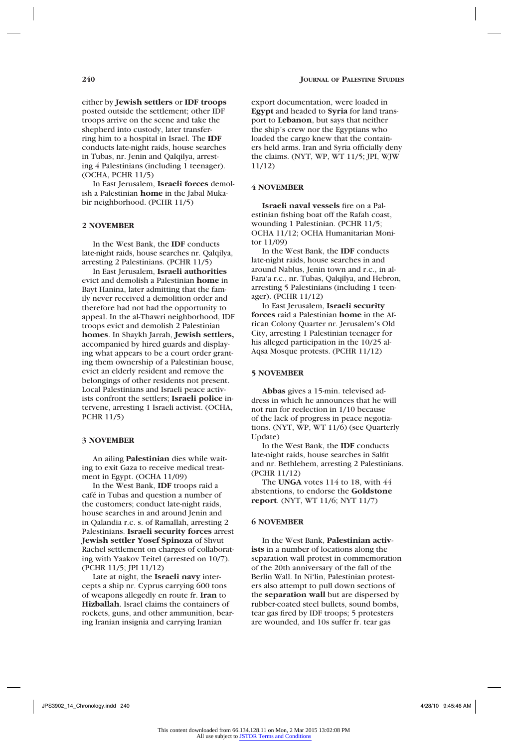either by **Jewish settlers** or **IDF troops** posted outside the settlement; other IDF troops arrive on the scene and take the shepherd into custody, later transferring him to a hospital in Israel. The **IDF** conducts late-night raids, house searches in Tubas, nr. Jenin and Qalqilya, arresting 4 Palestinians (including 1 teenager). (OCHA, PCHR 11/5)

In East Jerusalem, **Israeli forces** demolish a Palestinian **home** in the Jabal Mukabir neighborhood. (PCHR 11/5)

#### 2 NOVEMBER

In the West Bank, the **IDF** conducts late-night raids, house searches nr. Qalqilya, arresting 2 Palestinians. (PCHR 11/5)

In East Jerusalem, **Israeli authorities** evict and demolish a Palestinian **home** in Bayt Hanina, later admitting that the family never received a demolition order and therefore had not had the opportunity to appeal. In the al-Thawri neighborhood, IDF troops evict and demolish 2 Palestinian **homes**. In Shaykh Jarrah, **Jewish settlers,** accompanied by hired guards and displaying what appears to be a court order granting them ownership of a Palestinian house, evict an elderly resident and remove the belongings of other residents not present. Local Palestinians and Israeli peace activists confront the settlers; **Israeli police** intervene, arresting 1 Israeli activist. (OCHA, PCHR 11/5)

#### 3 NOVEMBER

An ailing **Palestinian** dies while waiting to exit Gaza to receive medical treatment in Egypt. (OCHA 11/09)

In the West Bank, **IDF** troops raid a café in Tubas and question a number of the customers; conduct late-night raids, house searches in and around Jenin and in Qalandia r.c. s. of Ramallah, arresting 2 Palestinians. **Israeli security forces** arrest **Jewish settler Yosef Spinoza** of Shvut Rachel settlement on charges of collaborating with Yaakov Teitel (arrested on 10/7). (PCHR 11/5; JPI 11/12)

Late at night, the **Israeli navy** intercepts a ship nr. Cyprus carrying 600 tons of weapons allegedly en route fr. **Iran** to **Hizballah**. Israel claims the containers of rockets, guns, and other ammunition, bearing Iranian insignia and carrying Iranian export documentation, were loaded in **Egypt** and headed to **Syria** for land transport to **Lebanon**, but says that neither the ship's crew nor the Egyptians who loaded the cargo knew that the containers held arms. Iran and Syria officially deny the claims. (NYT, WP, WT 11/5; JPI, WJW 11/12)

#### 4 NOVEMBER

**Israeli naval vessels** fire on a Palestinian fishing boat off the Rafah coast, wounding 1 Palestinian. (PCHR 11/5; OCHA 11/12; OCHA Humanitarian Monitor 11/09)

In the West Bank, the **IDF** conducts late-night raids, house searches in and around Nablus, Jenin town and r.c., in al-Fara'a r.c., nr. Tubas, Qalqilya, and Hebron, arresting 5 Palestinians (including 1 teenager). (PCHR 11/12)

In East Jerusalem, **Israeli security forces** raid a Palestinian **home** in the African Colony Quarter nr. Jerusalem's Old City, arresting 1 Palestinian teenager for his alleged participation in the 10/25 al-Aqsa Mosque protests. (PCHR 11/12)

#### 5 NOVEMBER

**Abbas** gives a 15-min. televised address in which he announces that he will not run for reelection in 1/10 because of the lack of progress in peace negotiations. (NYT, WP, WT 11/6) (see Quarterly Update)

In the West Bank, the **IDF** conducts late-night raids, house searches in Salfit and nr. Bethlehem, arresting 2 Palestinians. (PCHR 11/12)

The **UNGA** votes 114 to 18, with 44 abstentions, to endorse the **Goldstone report**. (NYT, WT 11/6; NYT 11/7)

#### 6 NOVEMBER

In the West Bank, **Palestinian activists** in a number of locations along the separation wall protest in commemoration of the 20th anniversary of the fall of the Berlin Wall. In Ni'lin, Palestinian protesters also attempt to pull down sections of the **separation wall** but are dispersed by rubber-coated steel bullets, sound bombs, tear gas fired by IDF troops; 5 protesters are wounded, and 10s suffer fr. tear gas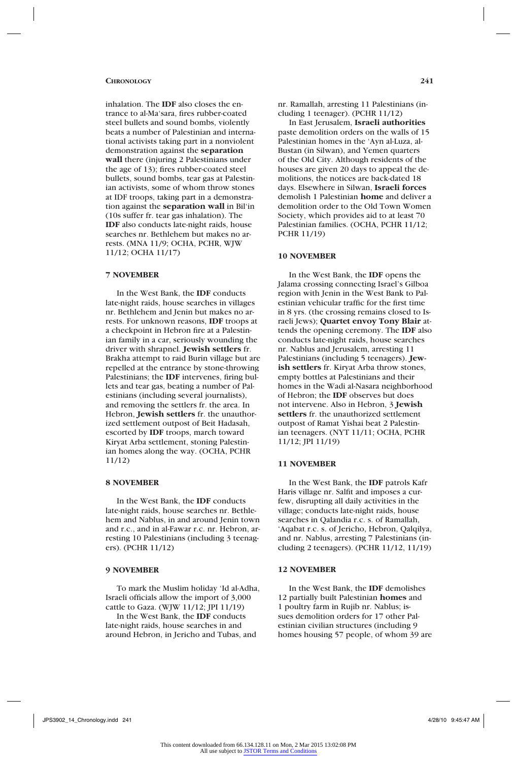inhalation. The **IDF** also closes the entrance to al-Ma'sara, fires rubber-coated steel bullets and sound bombs, violently beats a number of Palestinian and international activists taking part in a nonviolent demonstration against the **separation wall** there (injuring 2 Palestinians under the age of 13); fires rubber-coated steel bullets, sound bombs, tear gas at Palestinian activists, some of whom throw stones at IDF troops, taking part in a demonstration against the **separation wall** in Bil'in (10s suffer fr. tear gas inhalation). The **IDF** also conducts late-night raids, house searches nr. Bethlehem but makes no arrests. (MNA 11/9; OCHA, PCHR, WJW 11/12; OCHA 11/17)

### 7 NOVEMBER

In the West Bank, the **IDF** conducts late-night raids, house searches in villages nr. Bethlehem and Jenin but makes no arrests. For unknown reasons, **IDF** troops at a checkpoint in Hebron fire at a Palestinian family in a car, seriously wounding the driver with shrapnel. **Jewish settlers** fr. Brakha attempt to raid Burin village but are repelled at the entrance by stone-throwing Palestinians; the **IDF** intervenes, firing bullets and tear gas, beating a number of Palestinians (including several journalists), and removing the settlers fr. the area. In Hebron, **Jewish settlers** fr. the unauthorized settlement outpost of Beit Hadasah, escorted by **IDF** troops, march toward Kiryat Arba settlement, stoning Palestinian homes along the way. (OCHA, PCHR 11/12)

### 8 NOVEMBER

In the West Bank, the **IDF** conducts late-night raids, house searches nr. Bethlehem and Nablus, in and around Jenin town and r.c., and in al-Fawar r.c. nr. Hebron, arresting 10 Palestinians (including 3 teenagers). (PCHR 11/12)

### 9 NOVEMBER

To mark the Muslim holiday 'Id al-Adha, Israeli officials allow the import of 3,000 cattle to Gaza. (WJW 11/12; JPI 11/19)

In the West Bank, the **IDF** conducts late-night raids, house searches in and around Hebron, in Jericho and Tubas, and nr. Ramallah, arresting 11 Palestinians (including 1 teenager). (PCHR 11/12)

In East Jerusalem, **Israeli authorities** paste demolition orders on the walls of 15 Palestinian homes in the 'Ayn al-Luza, al-Bustan (in Silwan), and Yemen quarters of the Old City. Although residents of the houses are given 20 days to appeal the demolitions, the notices are back-dated 18 days. Elsewhere in Silwan, **Israeli forces** demolish 1 Palestinian **home** and deliver a demolition order to the Old Town Women Society, which provides aid to at least 70 Palestinian families. (OCHA, PCHR 11/12; PCHR 11/19)

### 10 NOVEMBER

In the West Bank, the **IDF** opens the Jalama crossing connecting Israel's Gilboa region with Jenin in the West Bank to Palestinian vehicular traffic for the first time in 8 yrs. (the crossing remains closed to Israeli Jews); **Quartet envoy Tony Blair** attends the opening ceremony. The **IDF** also conducts late-night raids, house searches nr. Nablus and Jerusalem, arresting 11 Palestinians (including 5 teenagers). **Jewish settlers** fr. Kiryat Arba throw stones, empty bottles at Palestinians and their homes in the Wadi al-Nasara neighborhood of Hebron; the **IDF** observes but does not intervene. Also in Hebron, 3 **Jewish settlers** fr. the unauthorized settlement outpost of Ramat Yishai beat 2 Palestinian teenagers. (NYT 11/11; OCHA, PCHR 11/12; JPI 11/19)

### 11 NOVEMBER

In the West Bank, the **IDF** patrols Kafr Haris village nr. Salfit and imposes a curfew, disrupting all daily activities in the village; conducts late-night raids, house searches in Qalandia r.c. s. of Ramallah, 'Aqabat r.c. s. of Jericho, Hebron, Qalqilya, and nr. Nablus, arresting 7 Palestinians (including 2 teenagers). (PCHR 11/12, 11/19)

### 12 NOVEMBER

In the West Bank, the **IDF** demolishes 12 partially built Palestinian **homes** and 1 poultry farm in Rujib nr. Nablus; issues demolition orders for 17 other Palestinian civilian structures (including 9 homes housing 57 people, of whom 39 are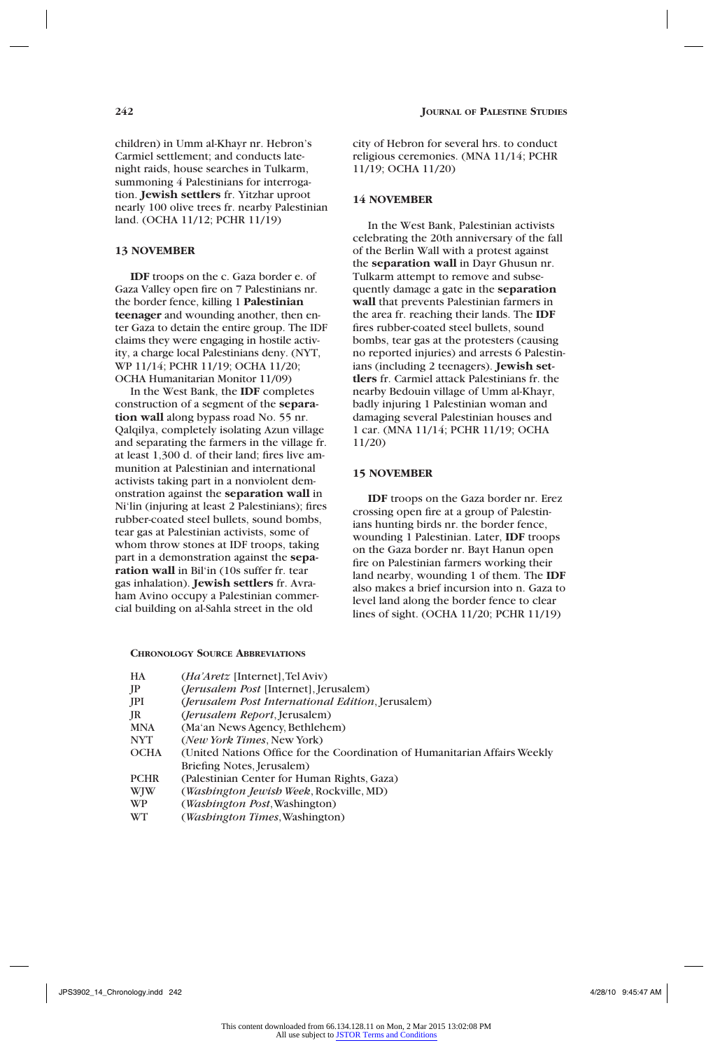children) in Umm al-Khayr nr. Hebron's Carmiel settlement; and conducts late-night raids, house searches in Tulkarm, summoning 4 Palestinians for interrogation. **Jewish settlers** fr. Yitzhar uproot nearly 100 olive trees fr. nearby Palestinian land. (OCHA 11/12; PCHR 11/19)

### 13 NOVEMBER

**IDF** troops on the c. Gaza border e. of Gaza Valley open fire on 7 Palestinians nr. the border fence, killing 1 **Palestinian teenager** and wounding another, then enter Gaza to detain the entire group. The IDF claims they were engaging in hostile activity, a charge local Palestinians deny. (NYT, WP 11/14; PCHR 11/19; OCHA 11/20; OCHA Humanitarian Monitor 11/09)

In the West Bank, the **IDF** completes construction of a segment of the **separation wall** along bypass road No. 55 nr. Qalqilya, completely isolating Azun village and separating the farmers in the village fr. at least 1,300 d. of their land; fires live ammunition at Palestinian and international activists taking part in a nonviolent demonstration against the **separation wall** in Ni'lin (injuring at least 2 Palestinians); fires rubber-coated steel bullets, sound bombs, tear gas at Palestinian activists, some of whom throw stones at IDF troops, taking part in a demonstration against the **separation wall** in Bil'in (10s suffer fr. tear gas inhalation). **Jewish settlers** fr. Avraham Avino occupy a Palestinian commercial building on al-Sahla street in the old city of Hebron for several hrs. to conduct religious ceremonies. (MNA 11/14; PCHR 11/19; OCHA 11/20)

### 14 NOVEMBER

In the West Bank, Palestinian activists celebrating the 20th anniversary of the fall of the Berlin Wall with a protest against the **separation wall** in Dayr Ghusun nr. Tulkarm attempt to remove and subsequently damage a gate in the **separation wall** that prevents Palestinian farmers in the area fr. reaching their lands. The **IDF** fires rubber-coated steel bullets, sound bombs, tear gas at the protesters (causing no reported injuries) and arrests 6 Palestinians (including 2 teenagers). **Jewish settlers** fr. Carmiel attack Palestinians fr. the nearby Bedouin village of Umm al-Khayr, badly injuring 1 Palestinian woman and damaging several Palestinian houses and 1 car. (MNA 11/14; PCHR 11/19; OCHA 11/20)

### 15 NOVEMBER

**IDF** troops on the Gaza border nr. Erez crossing open fire at a group of Palestinians hunting birds nr. the border fence, wounding 1 Palestinian. Later, **IDF** troops on the Gaza border nr. Bayt Hanun open fire on Palestinian farmers working their land nearby, wounding 1 of them. The **IDF** also makes a brief incursion into n. Gaza to level land along the border fence to clear lines of sight. (OCHA 11/20; PCHR 11/19)

#### CHRONOLOGY SOURCE ABBREVIATIONS

| | |
|---|---|
| HA | (*Ha'Aretz* [Internet], Tel Aviv) |
| JP | (*Jerusalem Post* [Internet], Jerusalem) |
| JPI | (*Jerusalem Post International Edition*, Jerusalem) |
| JR | (*Jerusalem Report*, Jerusalem) |
| MNA | (Ma'an News Agency, Bethlehem) |
| NYT | (*New York Times*, New York) |
| OCHA | (United Nations Office for the Coordination of Humanitarian Affairs Weekly Briefing Notes, Jerusalem) |
| PCHR | (Palestinian Center for Human Rights, Gaza) |
| WJW | (*Washington Jewish Week*, Rockville, MD) |
| WP | (*Washington Post*, Washington) |
| WT | (*Washington Times*, Washington) |